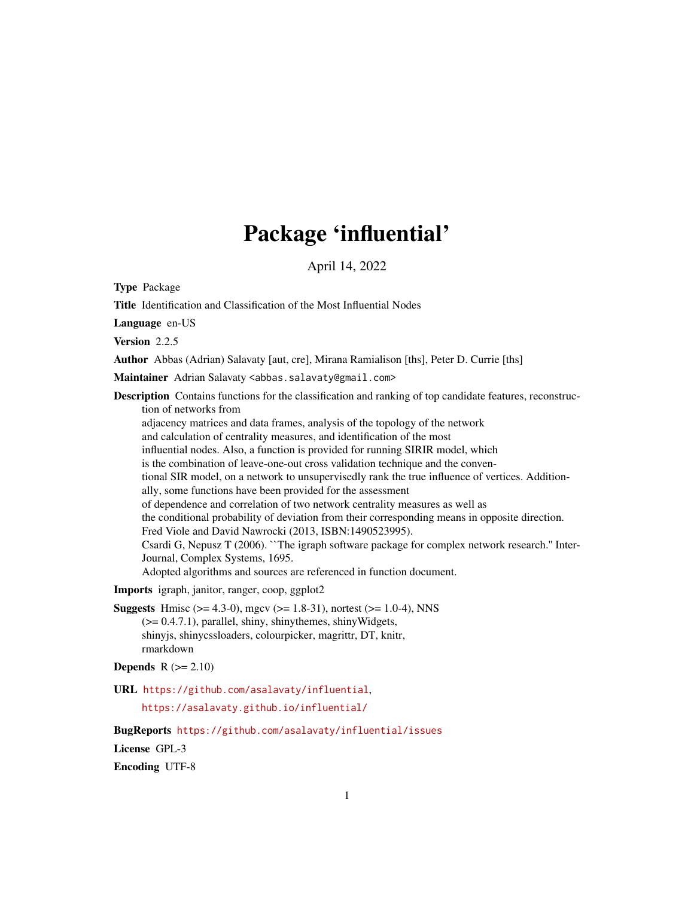# Package 'influential'

April 14, 2022

**Type** Package

**Title** Identification and Classification of the Most Influential Nodes

**Language** en-US

**Version** 2.2.5

**Author** Abbas (Adrian) Salavaty [aut, cre], Mirana Ramialison [ths], Peter D. Currie [ths]

**Maintainer** Adrian Salavaty <abbas.salavaty@gmail.com>

**Description** Contains functions for the classification and ranking of top candidate features, reconstruction of networks from adjacency matrices and data frames, analysis of the topology of the network and calculation of centrality measures, and identification of the most influential nodes. Also, a function is provided for running SIRIR model, which is the combination of leave-one-out cross validation technique and the conventional SIR model, on a network to unsupervisedly rank the true influence of vertices. Additionally, some functions have been provided for the assessment of dependence and correlation of two network centrality measures as well as the conditional probability of deviation from their corresponding means in opposite direction. Fred Viole and David Nawrocki (2013, ISBN:1490523995). Csardi G, Nepusz T (2006). ``The igraph software package for complex network research.'' InterJournal, Complex Systems, 1695. Adopted algorithms and sources are referenced in function document.

**Imports** igraph, janitor, ranger, coop, ggplot2

**Suggests** Hmisc (>= 4.3-0), mgcv (>= 1.8-31), nortest (>= 1.0-4), NNS (>= 0.4.7.1), parallel, shiny, shinythemes, shinyWidgets, shinyjs, shinycssloaders, colourpicker, magrittr, DT, knitr, rmarkdown

**Depends** R (>= 2.10)

**URL** https://github.com/asalavaty/influential, https://asalavaty.github.io/influential/

**BugReports** https://github.com/asalavaty/influential/issues

**License** GPL-3

**Encoding** UTF-8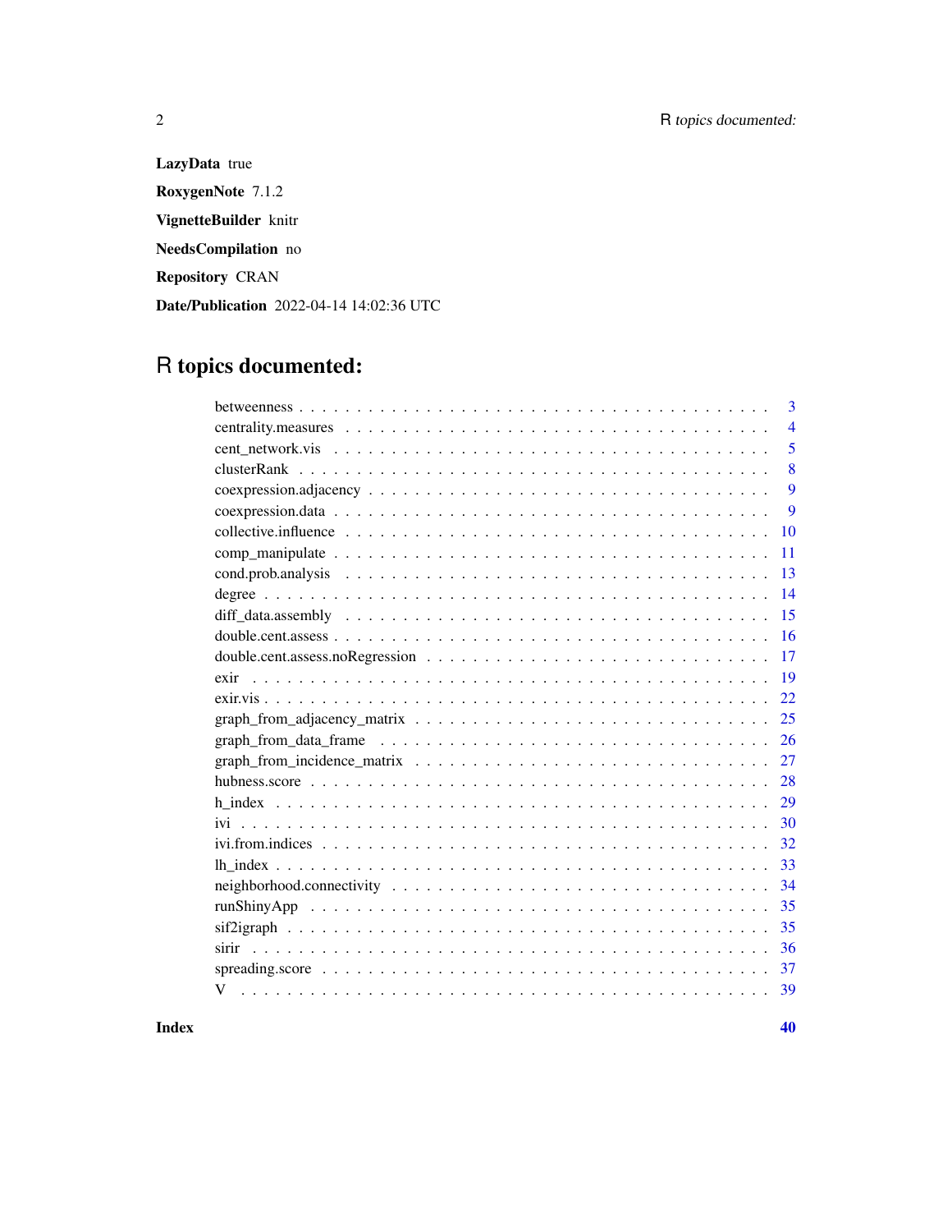**LazyData** true

**RoxygenNote** 7.1.2

**VignetteBuilder** knitr

**NeedsCompilation** no

**Repository** CRAN

**Date/Publication** 2022-04-14 14:02:36 UTC

# R topics documented:

| | |
|---|---|
| betweenness | 3 |
| centrality.measures | 4 |
| cent_network.vis | 5 |
| clusterRank | 8 |
| coexpression.adjacency | 9 |
| coexpression.data | 9 |
| collective.influence | 10 |
| comp_manipulate | 11 |
| cond.prob.analysis | 13 |
| degree | 14 |
| diff_data.assembly | 15 |
| double.cent.assess | 16 |
| double.cent.assess.noRegression | 17 |
| exir | 19 |
| exir.vis | 22 |
| graph_from_adjacency_matrix | 25 |
| graph_from_data_frame | 26 |
| graph_from_incidence_matrix | 27 |
| hubness.score | 28 |
| h_index | 29 |
| ivi | 30 |
| ivi.from.indices | 32 |
| lh_index | 33 |
| neighborhood.connectivity | 34 |
| runShinyApp | 35 |
| sif2igraph | 35 |
| sirir | 36 |
| spreading.score | 37 |
| V | 39 |
| **Index** | **40** |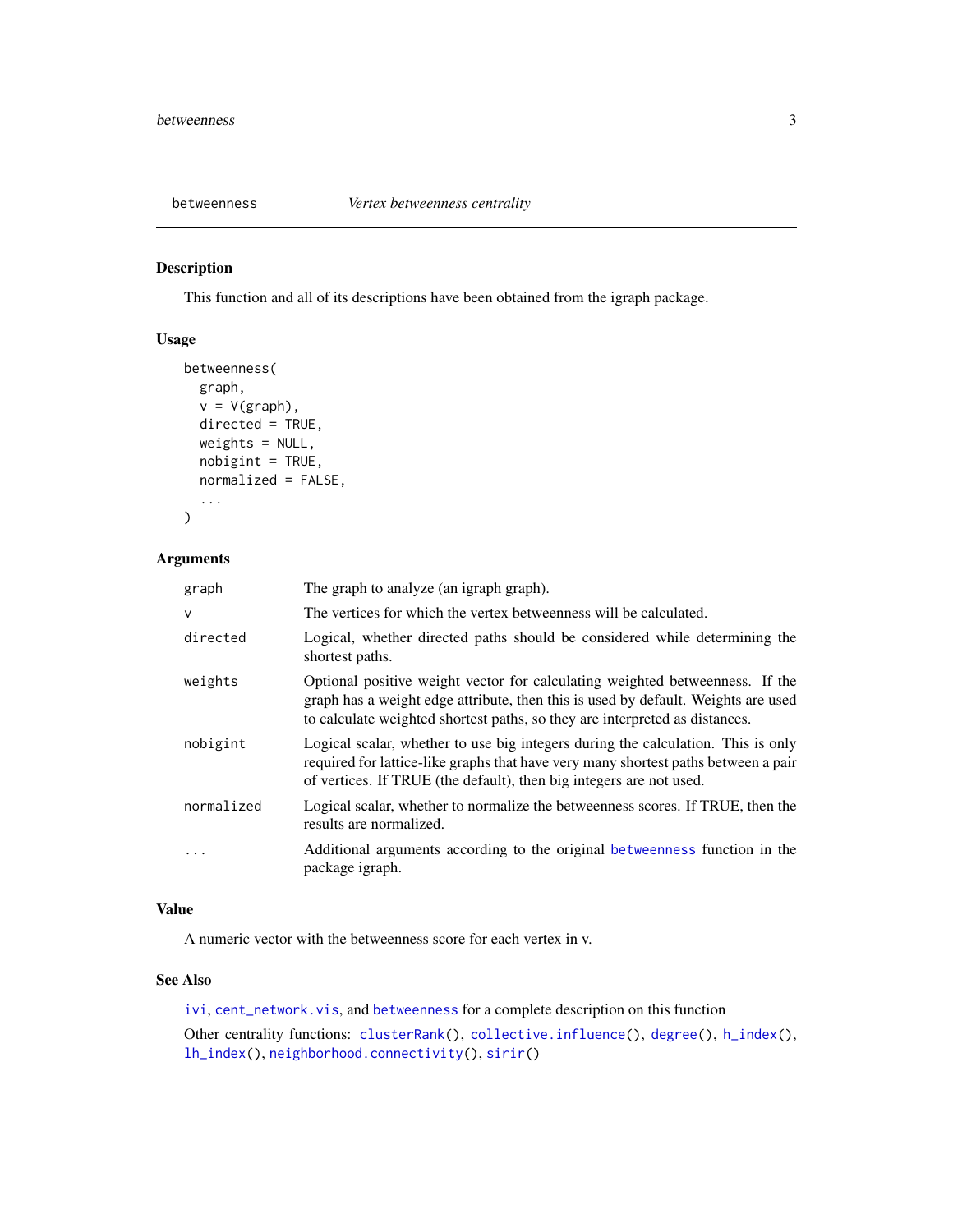# betweenness — *Vertex betweenness centrality*

## Description

This function and all of its descriptions have been obtained from the igraph package.

## Usage

```
betweenness(
  graph,
  v = V(graph),
  directed = TRUE,
  weights = NULL,
  nobigint = TRUE,
  normalized = FALSE,
  ...
)
```

## Arguments

| Argument | Description |
|---|---|
| graph | The graph to analyze (an igraph graph). |
| v | The vertices for which the vertex betweenness will be calculated. |
| directed | Logical, whether directed paths should be considered while determining the shortest paths. |
| weights | Optional positive weight vector for calculating weighted betweenness. If the graph has a weight edge attribute, then this is used by default. Weights are used to calculate weighted shortest paths, so they are interpreted as distances. |
| nobigint | Logical scalar, whether to use big integers during the calculation. This is only required for lattice-like graphs that have very many shortest paths between a pair of vertices. If TRUE (the default), then big integers are not used. |
| normalized | Logical scalar, whether to normalize the betweenness scores. If TRUE, then the results are normalized. |
| ... | Additional arguments according to the original betweenness function in the package igraph. |

## Value

A numeric vector with the betweenness score for each vertex in v.

## See Also

ivi, cent_network.vis, and betweenness for a complete description on this function

Other centrality functions: clusterRank(), collective.influence(), degree(), h_index(), lh_index(), neighborhood.connectivity(), sirir()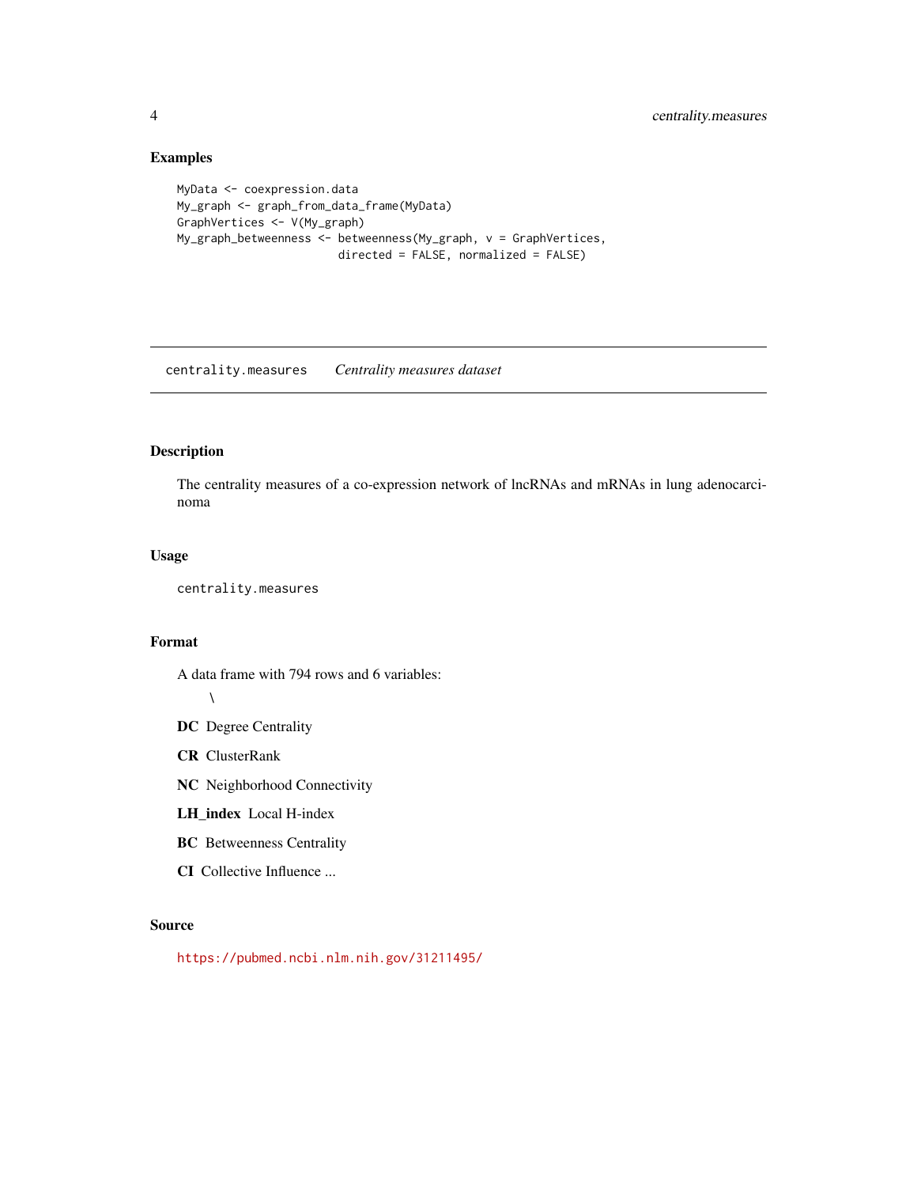## Examples

```
MyData <- coexpression.data
My_graph <- graph_from_data_frame(MyData)
GraphVertices <- V(My_graph)
My_graph_betweenness <- betweenness(My_graph, v = GraphVertices,
                        directed = FALSE, normalized = FALSE)
```

---

# centrality.measures    *Centrality measures dataset*

---

## Description

The centrality measures of a co-expression network of lncRNAs and mRNAs in lung adenocarcinoma

## Usage

```
centrality.measures
```

## Format

A data frame with 794 rows and 6 variables:

\

**DC** Degree Centrality

**CR** ClusterRank

**NC** Neighborhood Connectivity

**LH_index** Local H-index

**BC** Betweenness Centrality

**CI** Collective Influence ...

## Source

https://pubmed.ncbi.nlm.nih.gov/31211495/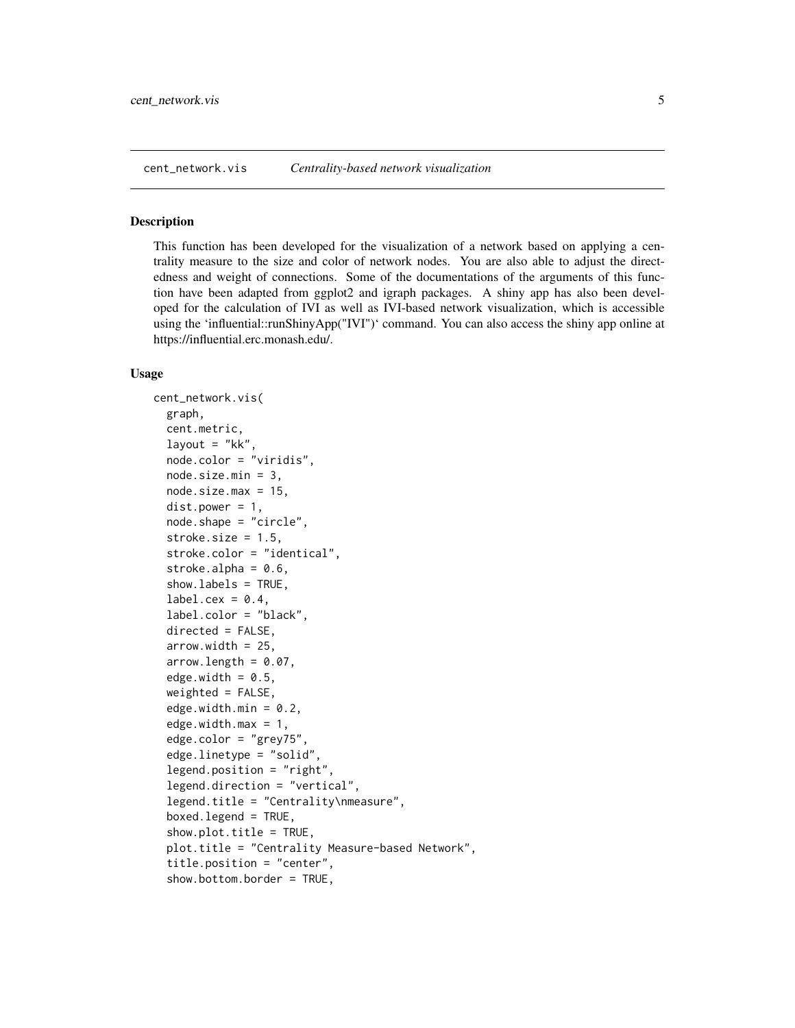## cent_network.vis *Centrality-based network visualization*

### Description

This function has been developed for the visualization of a network based on applying a centrality measure to the size and color of network nodes. You are also able to adjust the directedness and weight of connections. Some of the documentations of the arguments of this function have been adapted from ggplot2 and igraph packages. A shiny app has also been developed for the calculation of IVI as well as IVI-based network visualization, which is accessible using the 'influential::runShinyApp("IVI")' command. You can also access the shiny app online at https://influential.erc.monash.edu/.

### Usage

```
cent_network.vis(
  graph,
  cent.metric,
  layout = "kk",
  node.color = "viridis",
  node.size.min = 3,
  node.size.max = 15,
  dist.power = 1,
  node.shape = "circle",
  stroke.size = 1.5,
  stroke.color = "identical",
  stroke.alpha = 0.6,
  show.labels = TRUE,
  label.cex = 0.4,
  label.color = "black",
  directed = FALSE,
  arrow.width = 25,
  arrow.length = 0.07,
  edge.width = 0.5,
  weighted = FALSE,
  edge.width.min = 0.2,
  edge.width.max = 1,
  edge.color = "grey75",
  edge.linetype = "solid",
  legend.position = "right",
  legend.direction = "vertical",
  legend.title = "Centrality\nmeasure",
  boxed.legend = TRUE,
  show.plot.title = TRUE,
  plot.title = "Centrality Measure-based Network",
  title.position = "center",
  show.bottom.border = TRUE,
```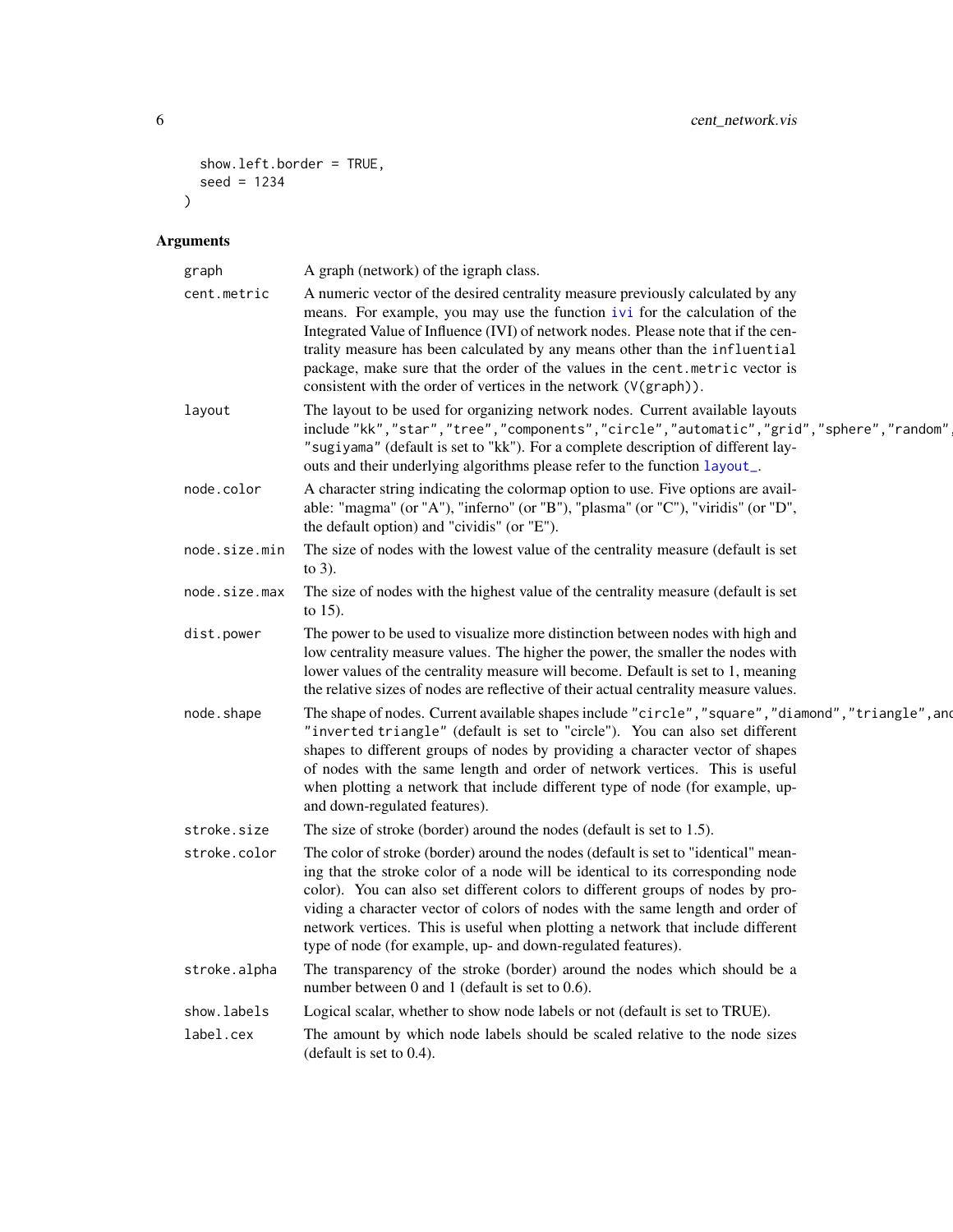```
  show.left.border = TRUE,
  seed = 1234
)
```

## Arguments

| Argument | Description |
|---|---|
| graph | A graph (network) of the igraph class. |
| cent.metric | A numeric vector of the desired centrality measure previously calculated by any means. For example, you may use the function ivi for the calculation of the Integrated Value of Influence (IVI) of network nodes. Please note that if the centrality measure has been calculated by any means other than the influential package, make sure that the order of the values in the cent.metric vector is consistent with the order of vertices in the network (V(graph)). |
| layout | The layout to be used for organizing network nodes. Current available layouts include "kk","star","tree","components","circle","automatic","grid","sphere","random", "sugiyama" (default is set to "kk"). For a complete description of different layouts and their underlying algorithms please refer to the function layout_. |
| node.color | A character string indicating the colormap option to use. Five options are available: "magma" (or "A"), "inferno" (or "B"), "plasma" (or "C"), "viridis" (or "D", the default option) and "cividis" (or "E"). |
| node.size.min | The size of nodes with the lowest value of the centrality measure (default is set to 3). |
| node.size.max | The size of nodes with the highest value of the centrality measure (default is set to 15). |
| dist.power | The power to be used to visualize more distinction between nodes with high and low centrality measure values. The higher the power, the smaller the nodes with lower values of the centrality measure will become. Default is set to 1, meaning the relative sizes of nodes are reflective of their actual centrality measure values. |
| node.shape | The shape of nodes. Current available shapes include "circle","square","diamond","triangle",and "inverted triangle" (default is set to "circle"). You can also set different shapes to different groups of nodes by providing a character vector of shapes of nodes with the same length and order of network vertices. This is useful when plotting a network that include different type of node (for example, up- and down-regulated features). |
| stroke.size | The size of stroke (border) around the nodes (default is set to 1.5). |
| stroke.color | The color of stroke (border) around the nodes (default is set to "identical" meaning that the stroke color of a node will be identical to its corresponding node color). You can also set different colors to different groups of nodes by providing a character vector of colors of nodes with the same length and order of network vertices. This is useful when plotting a network that include different type of node (for example, up- and down-regulated features). |
| stroke.alpha | The transparency of the stroke (border) around the nodes which should be a number between 0 and 1 (default is set to 0.6). |
| show.labels | Logical scalar, whether to show node labels or not (default is set to TRUE). |
| label.cex | The amount by which node labels should be scaled relative to the node sizes (default is set to 0.4). |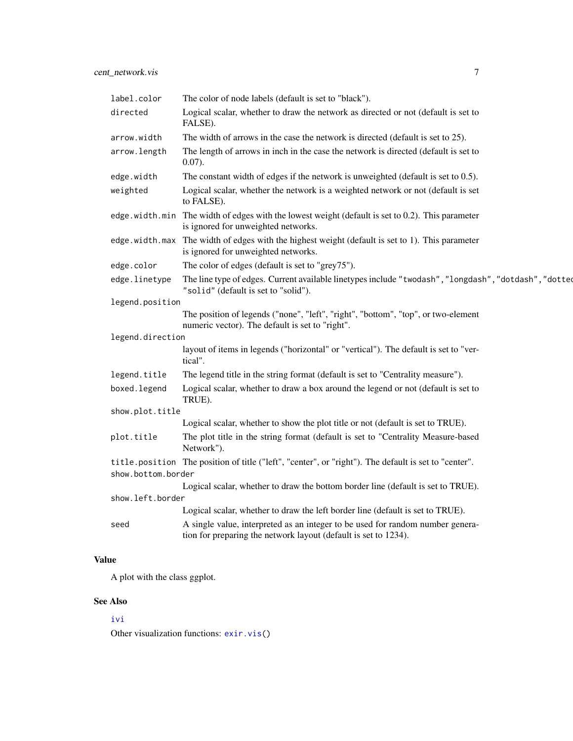| | |
|---|---|
| `label.color` | The color of node labels (default is set to "black"). |
| `directed` | Logical scalar, whether to draw the network as directed or not (default is set to FALSE). |
| `arrow.width` | The width of arrows in the case the network is directed (default is set to 25). |
| `arrow.length` | The length of arrows in inch in the case the network is directed (default is set to 0.07). |
| `edge.width` | The constant width of edges if the network is unweighted (default is set to 0.5). |
| `weighted` | Logical scalar, whether the network is a weighted network or not (default is set to FALSE). |
| `edge.width.min` | The width of edges with the lowest weight (default is set to 0.2). This parameter is ignored for unweighted networks. |
| `edge.width.max` | The width of edges with the highest weight (default is set to 1). This parameter is ignored for unweighted networks. |
| `edge.color` | The color of edges (default is set to "grey75"). |
| `edge.linetype` | The line type of edges. Current available linetypes include `"twodash"`, `"longdash"`, `"dotdash"`, `"dotted"` `"solid"` (default is set to "solid"). |
| `legend.position` | The position of legends ("none", "left", "right", "bottom", "top", or two-element numeric vector). The default is set to "right". |
| `legend.direction` | layout of items in legends ("horizontal" or "vertical"). The default is set to "vertical". |
| `legend.title` | The legend title in the string format (default is set to "Centrality measure"). |
| `boxed.legend` | Logical scalar, whether to draw a box around the legend or not (default is set to TRUE). |
| `show.plot.title` | Logical scalar, whether to show the plot title or not (default is set to TRUE). |
| `plot.title` | The plot title in the string format (default is set to "Centrality Measure-based Network"). |
| `title.position` | The position of title ("left", "center", or "right"). The default is set to "center". |
| `show.bottom.border` | Logical scalar, whether to draw the bottom border line (default is set to TRUE). |
| `show.left.border` | Logical scalar, whether to draw the left border line (default is set to TRUE). |
| `seed` | A single value, interpreted as an integer to be used for random number generation for preparing the network layout (default is set to 1234). |

## Value

A plot with the class ggplot.

## See Also

`ivi`

Other visualization functions: `exir.vis()`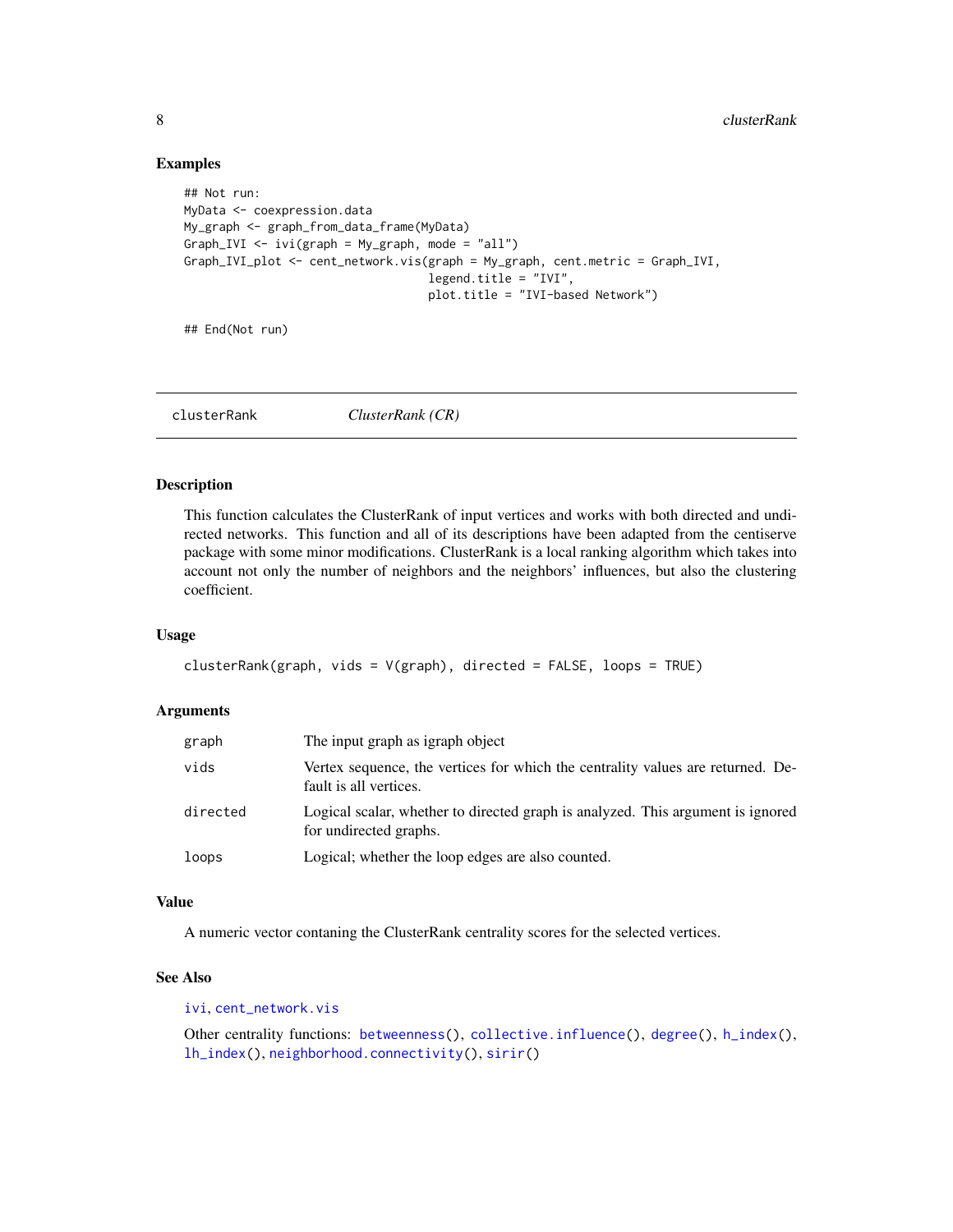### Examples

```
## Not run:
MyData <- coexpression.data
My_graph <- graph_from_data_frame(MyData)
Graph_IVI <- ivi(graph = My_graph, mode = "all")
Graph_IVI_plot <- cent_network.vis(graph = My_graph, cent.metric = Graph_IVI,
                                   legend.title = "IVI",
                                   plot.title = "IVI-based Network")

## End(Not run)
```

---

## clusterRank — *ClusterRank (CR)*

---

### Description

This function calculates the ClusterRank of input vertices and works with both directed and undirected networks. This function and all of its descriptions have been adapted from the centiserve package with some minor modifications. ClusterRank is a local ranking algorithm which takes into account not only the number of neighbors and the neighbors' influences, but also the clustering coefficient.

### Usage

```
clusterRank(graph, vids = V(graph), directed = FALSE, loops = TRUE)
```

### Arguments

| | |
|---|---|
| graph | The input graph as igraph object |
| vids | Vertex sequence, the vertices for which the centrality values are returned. Default is all vertices. |
| directed | Logical scalar, whether to directed graph is analyzed. This argument is ignored for undirected graphs. |
| loops | Logical; whether the loop edges are also counted. |

### Value

A numeric vector contaning the ClusterRank centrality scores for the selected vertices.

### See Also

ivi, cent_network.vis

Other centrality functions: betweenness(), collective.influence(), degree(), h_index(), lh_index(), neighborhood.connectivity(), sirir()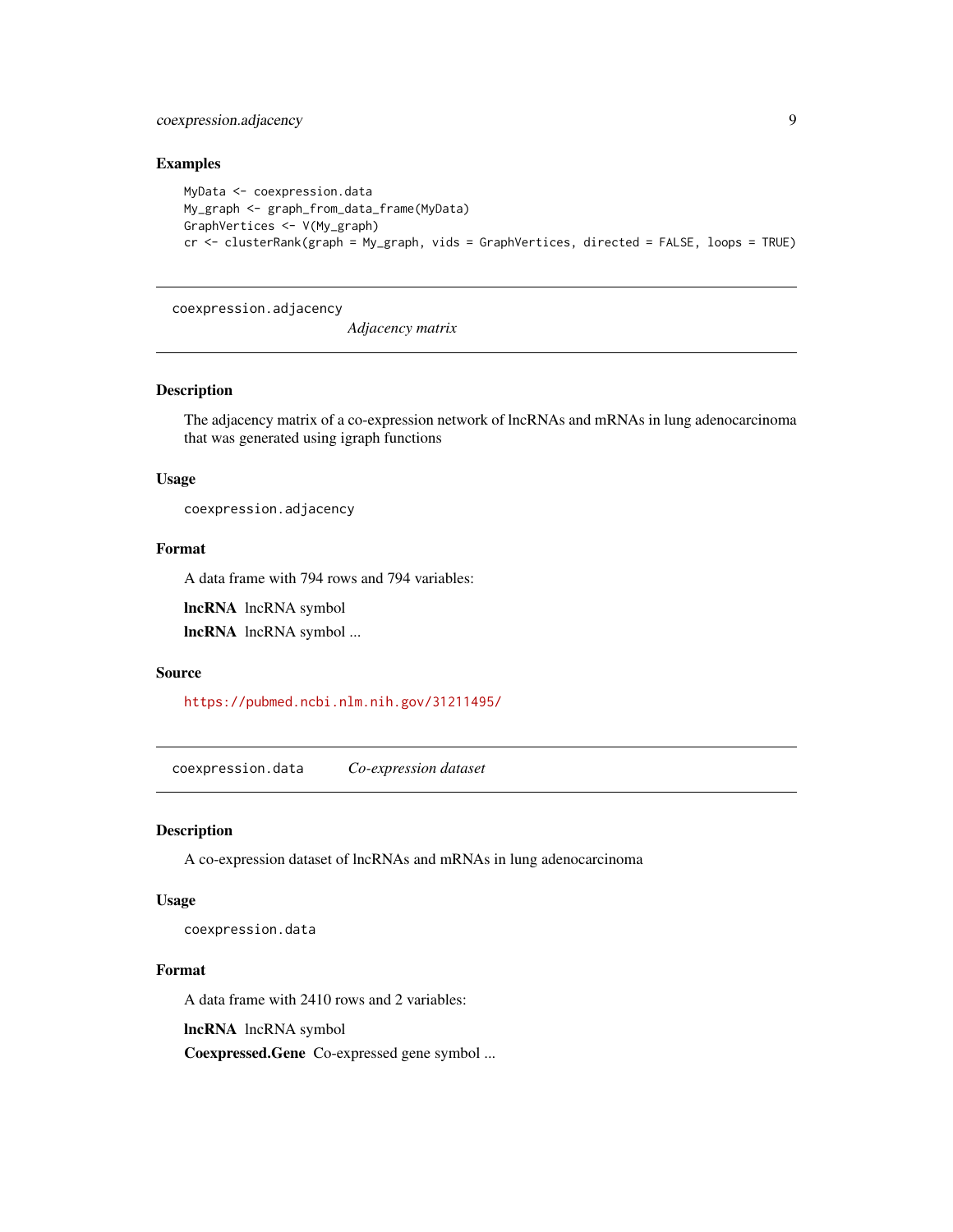### Examples

```
MyData <- coexpression.data
My_graph <- graph_from_data_frame(MyData)
GraphVertices <- V(My_graph)
cr <- clusterRank(graph = My_graph, vids = GraphVertices, directed = FALSE, loops = TRUE)
```

---

## coexpression.adjacency *Adjacency matrix*

### Description

The adjacency matrix of a co-expression network of lncRNAs and mRNAs in lung adenocarcinoma that was generated using igraph functions

### Usage

```
coexpression.adjacency
```

### Format

A data frame with 794 rows and 794 variables:

**lncRNA** lncRNA symbol

**lncRNA** lncRNA symbol ...

### Source

https://pubmed.ncbi.nlm.nih.gov/31211495/

---

## coexpression.data *Co-expression dataset*

### Description

A co-expression dataset of lncRNAs and mRNAs in lung adenocarcinoma

### Usage

```
coexpression.data
```

### Format

A data frame with 2410 rows and 2 variables:

**lncRNA** lncRNA symbol

**Coexpressed.Gene** Co-expressed gene symbol ...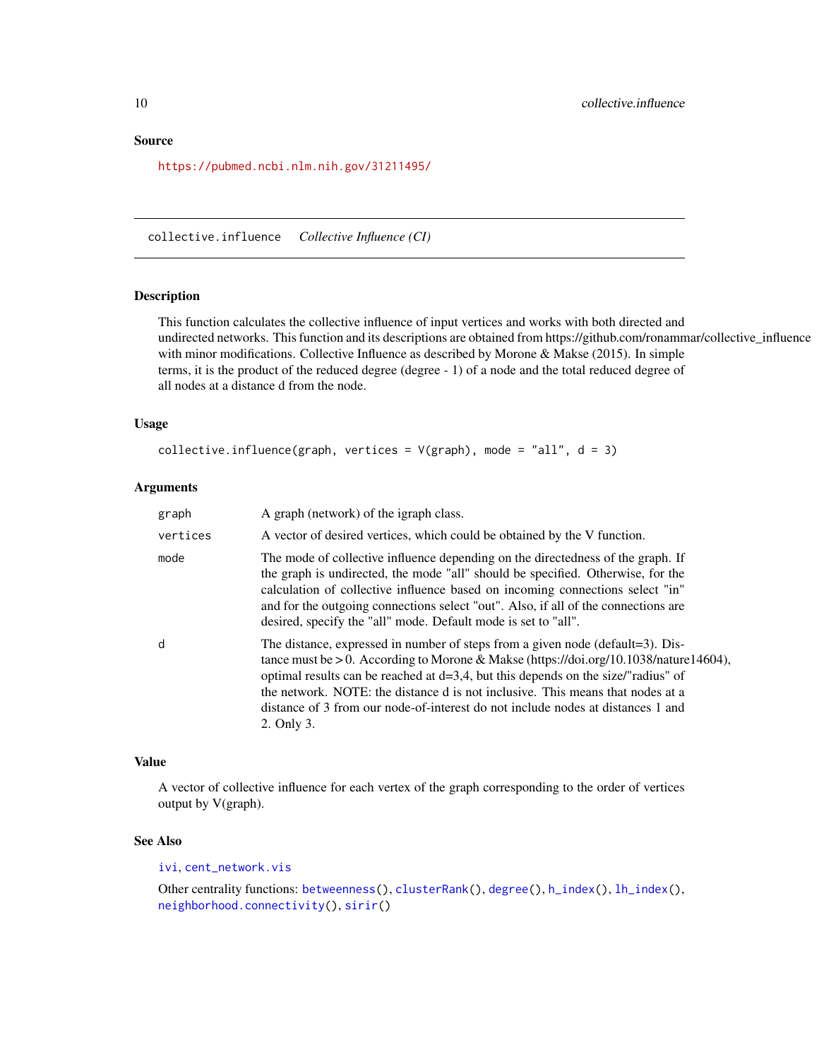## Source

https://pubmed.ncbi.nlm.nih.gov/31211495/

---

## collective.influence *Collective Influence (CI)*

---

### Description

This function calculates the collective influence of input vertices and works with both directed and undirected networks. This function and its descriptions are obtained from https://github.com/ronammar/collective_influence with minor modifications. Collective Influence as described by Morone & Makse (2015). In simple terms, it is the product of the reduced degree (degree - 1) of a node and the total reduced degree of all nodes at a distance d from the node.

### Usage

```
collective.influence(graph, vertices = V(graph), mode = "all", d = 3)
```

### Arguments

| | |
|---|---|
| graph | A graph (network) of the igraph class. |
| vertices | A vector of desired vertices, which could be obtained by the V function. |
| mode | The mode of collective influence depending on the directedness of the graph. If the graph is undirected, the mode "all" should be specified. Otherwise, for the calculation of collective influence based on incoming connections select "in" and for the outgoing connections select "out". Also, if all of the connections are desired, specify the "all" mode. Default mode is set to "all". |
| d | The distance, expressed in number of steps from a given node (default=3). Distance must be > 0. According to Morone & Makse (https://doi.org/10.1038/nature14604), optimal results can be reached at d=3,4, but this depends on the size/"radius" of the network. NOTE: the distance d is not inclusive. This means that nodes at a distance of 3 from our node-of-interest do not include nodes at distances 1 and 2. Only 3. |

### Value

A vector of collective influence for each vertex of the graph corresponding to the order of vertices output by V(graph).

### See Also

ivi, cent_network.vis

Other centrality functions: betweenness(), clusterRank(), degree(), h_index(), lh_index(), neighborhood.connectivity(), sirir()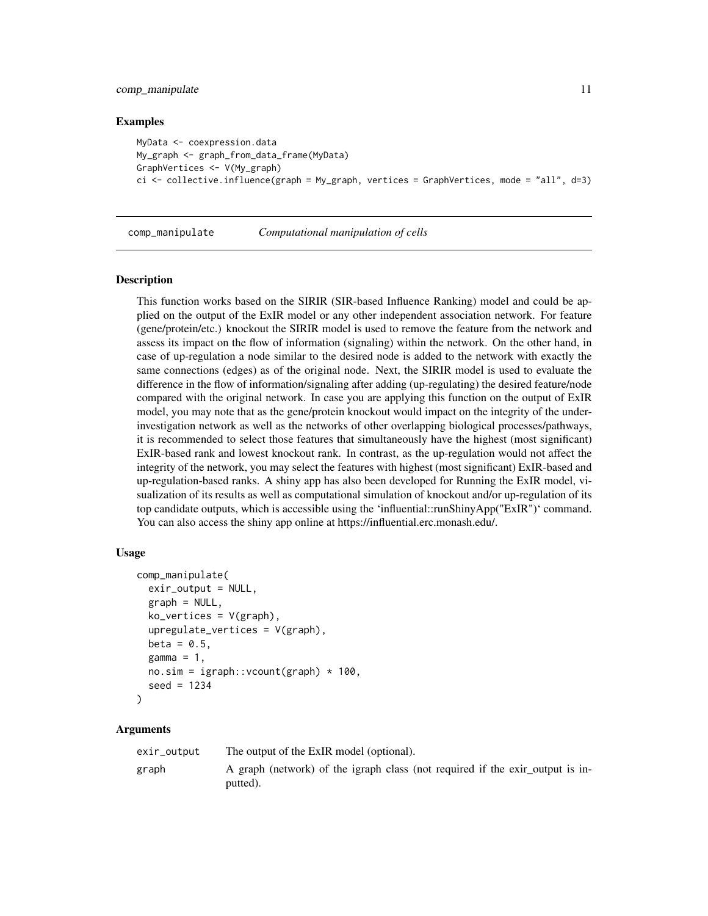### Examples

```
MyData <- coexpression.data
My_graph <- graph_from_data_frame(MyData)
GraphVertices <- V(My_graph)
ci <- collective.influence(graph = My_graph, vertices = GraphVertices, mode = "all", d=3)
```

---

## comp_manipulate    *Computational manipulation of cells*

---

### Description

This function works based on the SIRIR (SIR-based Influence Ranking) model and could be applied on the output of the ExIR model or any other independent association network. For feature (gene/protein/etc.) knockout the SIRIR model is used to remove the feature from the network and assess its impact on the flow of information (signaling) within the network. On the other hand, in case of up-regulation a node similar to the desired node is added to the network with exactly the same connections (edges) as of the original node. Next, the SIRIR model is used to evaluate the difference in the flow of information/signaling after adding (up-regulating) the desired feature/node compared with the original network. In case you are applying this function on the output of ExIR model, you may note that as the gene/protein knockout would impact on the integrity of the under-investigation network as well as the networks of other overlapping biological processes/pathways, it is recommended to select those features that simultaneously have the highest (most significant) ExIR-based rank and lowest knockout rank. In contrast, as the up-regulation would not affect the integrity of the network, you may select the features with highest (most significant) ExIR-based and up-regulation-based ranks. A shiny app has also been developed for Running the ExIR model, visualization of its results as well as computational simulation of knockout and/or up-regulation of its top candidate outputs, which is accessible using the 'influential::runShinyApp("ExIR")' command. You can also access the shiny app online at https://influential.erc.monash.edu/.

### Usage

```
comp_manipulate(
  exir_output = NULL,
  graph = NULL,
  ko_vertices = V(graph),
  upregulate_vertices = V(graph),
  beta = 0.5,
  gamma = 1,
  no.sim = igraph::vcount(graph) * 100,
  seed = 1234
)
```

### Arguments

| | |
|---|---|
| exir_output | The output of the ExIR model (optional). |
| graph | A graph (network) of the igraph class (not required if the exir_output is inputted). |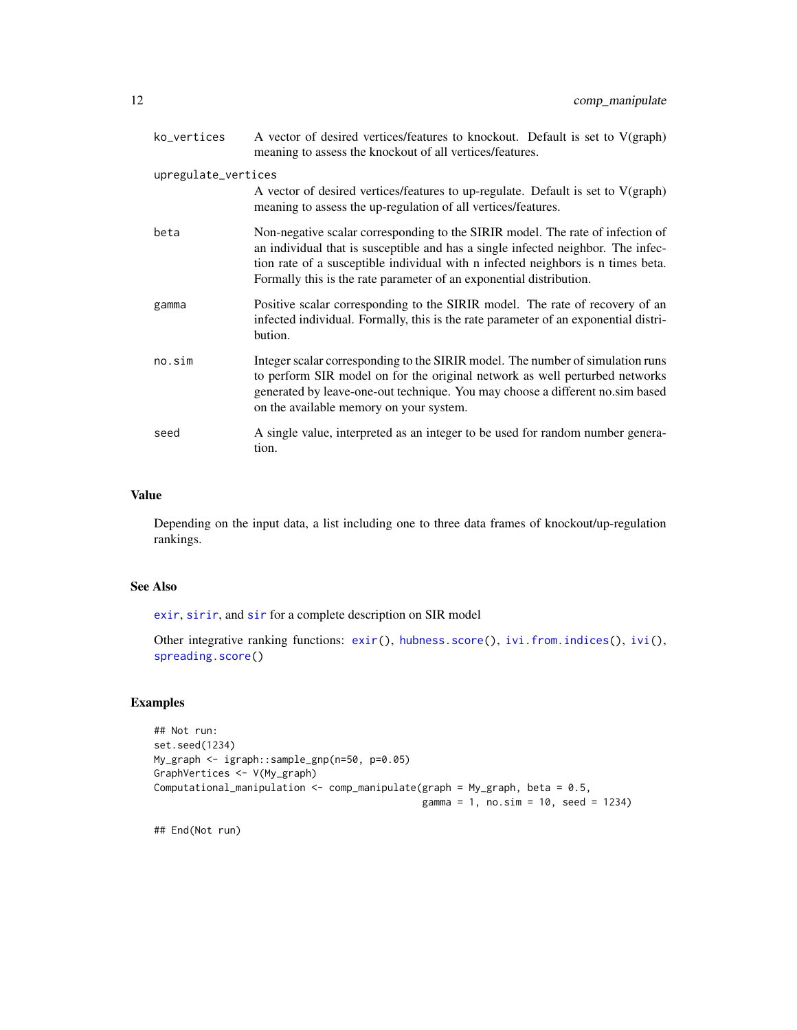| | |
|---|---|
| ko_vertices | A vector of desired vertices/features to knockout. Default is set to V(graph) meaning to assess the knockout of all vertices/features. |
| upregulate_vertices | A vector of desired vertices/features to up-regulate. Default is set to V(graph) meaning to assess the up-regulation of all vertices/features. |
| beta | Non-negative scalar corresponding to the SIRIR model. The rate of infection of an individual that is susceptible and has a single infected neighbor. The infection rate of a susceptible individual with n infected neighbors is n times beta. Formally this is the rate parameter of an exponential distribution. |
| gamma | Positive scalar corresponding to the SIRIR model. The rate of recovery of an infected individual. Formally, this is the rate parameter of an exponential distribution. |
| no.sim | Integer scalar corresponding to the SIRIR model. The number of simulation runs to perform SIR model on for the original network as well perturbed networks generated by leave-one-out technique. You may choose a different no.sim based on the available memory on your system. |
| seed | A single value, interpreted as an integer to be used for random number generation. |

## Value

Depending on the input data, a list including one to three data frames of knockout/up-regulation rankings.

## See Also

exir, sirir, and sir for a complete description on SIR model

Other integrative ranking functions: exir(), hubness.score(), ivi.from.indices(), ivi(), spreading.score()

## Examples

```
## Not run:
set.seed(1234)
My_graph <- igraph::sample_gnp(n=50, p=0.05)
GraphVertices <- V(My_graph)
Computational_manipulation <- comp_manipulate(graph = My_graph, beta = 0.5,
                                              gamma = 1, no.sim = 10, seed = 1234)

## End(Not run)
```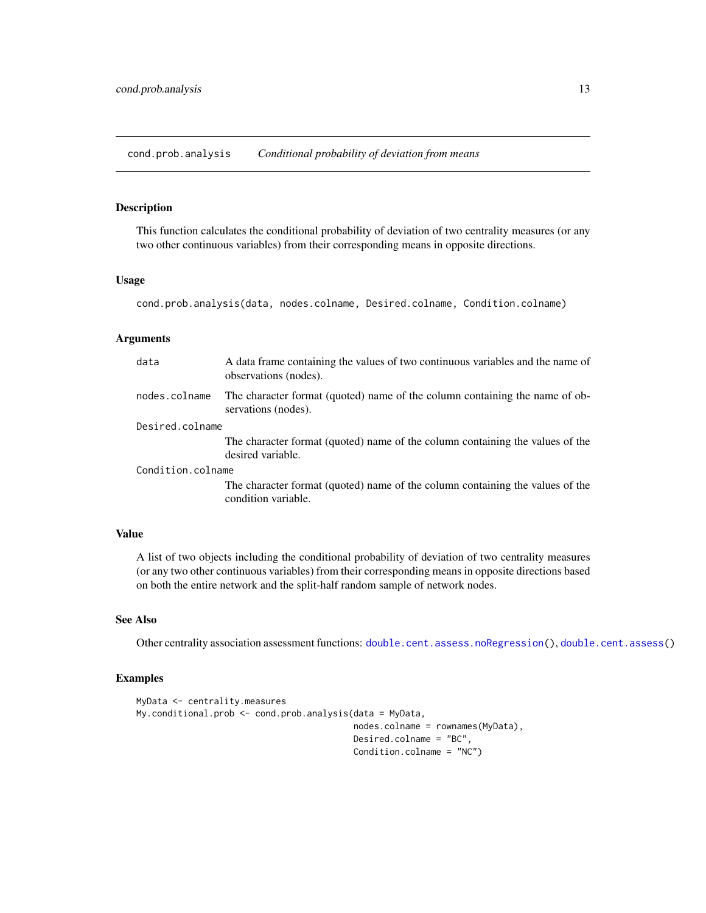## cond.prob.analysis — *Conditional probability of deviation from means*

### Description

This function calculates the conditional probability of deviation of two centrality measures (or any two other continuous variables) from their corresponding means in opposite directions.

### Usage

```
cond.prob.analysis(data, nodes.colname, Desired.colname, Condition.colname)
```

### Arguments

| | |
|---|---|
| `data` | A data frame containing the values of two continuous variables and the name of observations (nodes). |
| `nodes.colname` | The character format (quoted) name of the column containing the name of observations (nodes). |
| `Desired.colname` | The character format (quoted) name of the column containing the values of the desired variable. |
| `Condition.colname` | The character format (quoted) name of the column containing the values of the condition variable. |

### Value

A list of two objects including the conditional probability of deviation of two centrality measures (or any two other continuous variables) from their corresponding means in opposite directions based on both the entire network and the split-half random sample of network nodes.

### See Also

Other centrality association assessment functions: `double.cent.assess.noRegression()`, `double.cent.assess()`

### Examples

```
MyData <- centrality.measures
My.conditional.prob <- cond.prob.analysis(data = MyData,
                                          nodes.colname = rownames(MyData),
                                          Desired.colname = "BC",
                                          Condition.colname = "NC")
```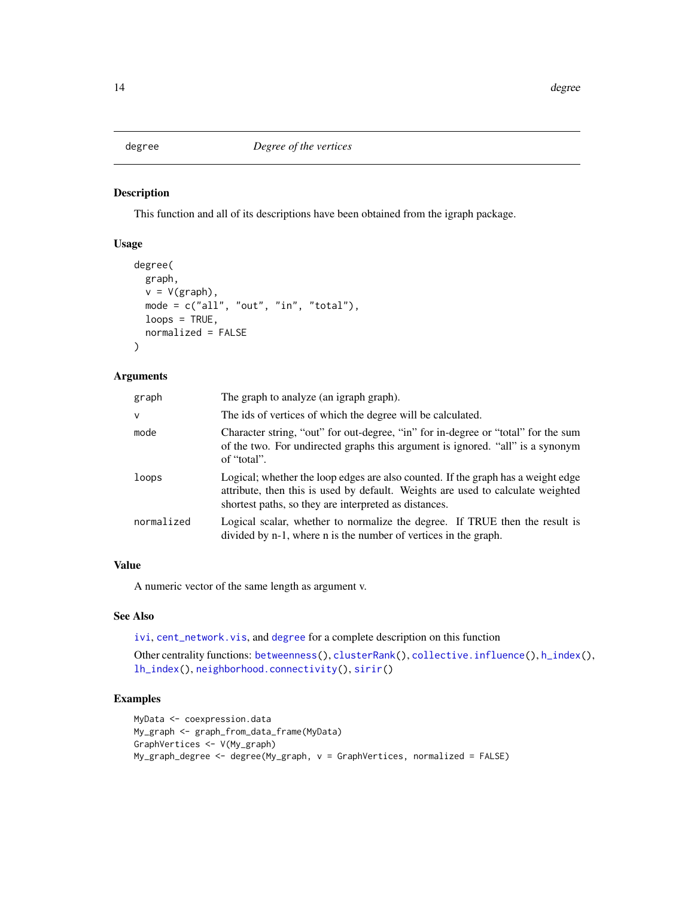# degree — *Degree of the vertices*

## Description

This function and all of its descriptions have been obtained from the igraph package.

## Usage

```
degree(
  graph,
  v = V(graph),
  mode = c("all", "out", "in", "total"),
  loops = TRUE,
  normalized = FALSE
)
```

## Arguments

| | |
|---|---|
| graph | The graph to analyze (an igraph graph). |
| v | The ids of vertices of which the degree will be calculated. |
| mode | Character string, "out" for out-degree, "in" for in-degree or "total" for the sum of the two. For undirected graphs this argument is ignored. "all" is a synonym of "total". |
| loops | Logical; whether the loop edges are also counted. If the graph has a weight edge attribute, then this is used by default. Weights are used to calculate weighted shortest paths, so they are interpreted as distances. |
| normalized | Logical scalar, whether to normalize the degree. If TRUE then the result is divided by n-1, where n is the number of vertices in the graph. |

## Value

A numeric vector of the same length as argument v.

## See Also

ivi, cent_network.vis, and degree for a complete description on this function

Other centrality functions: betweenness(), clusterRank(), collective.influence(), h_index(), lh_index(), neighborhood.connectivity(), sirir()

## Examples

```
MyData <- coexpression.data
My_graph <- graph_from_data_frame(MyData)
GraphVertices <- V(My_graph)
My_graph_degree <- degree(My_graph, v = GraphVertices, normalized = FALSE)
```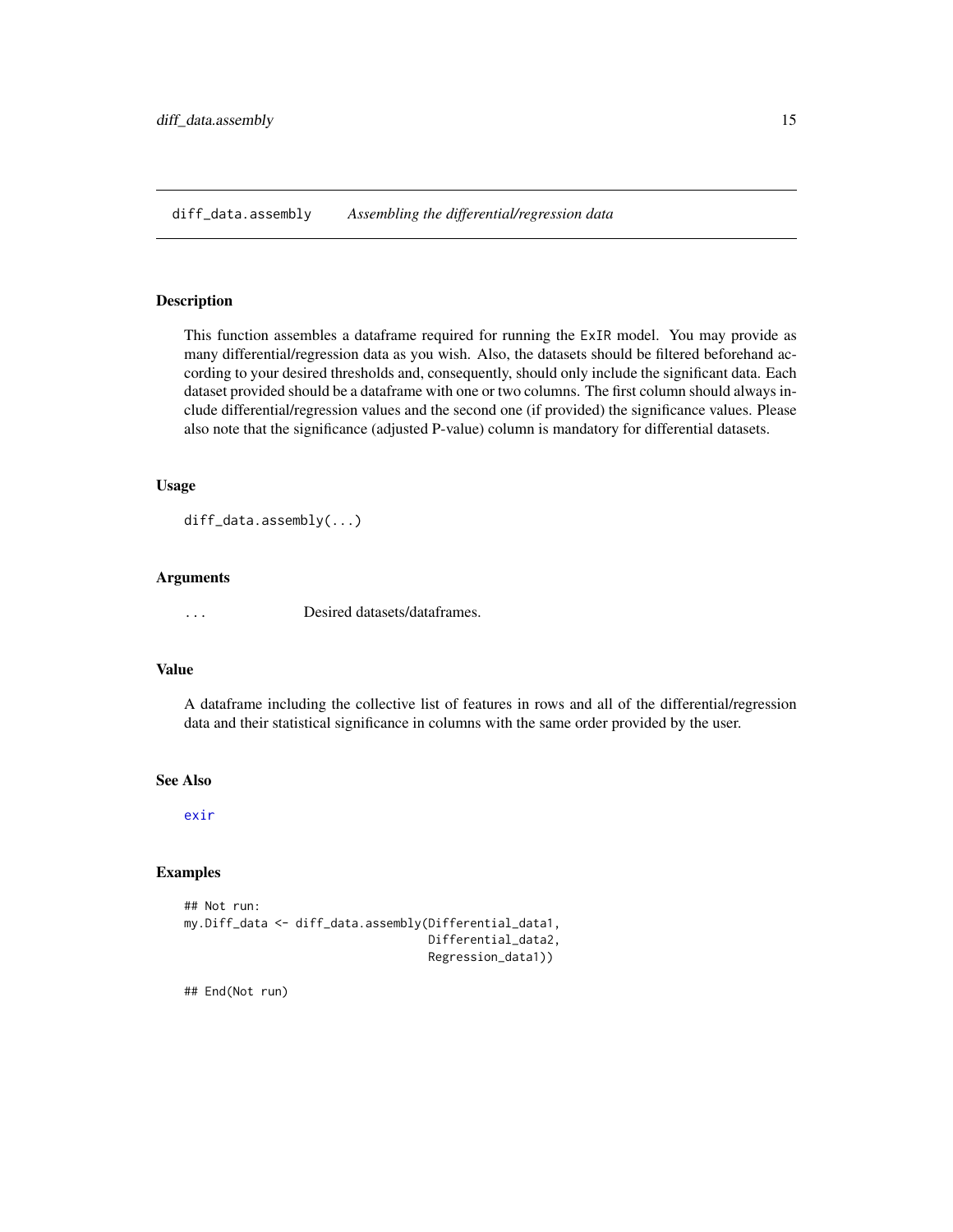# diff_data.assembly — *Assembling the differential/regression data*

## Description

This function assembles a dataframe required for running the ExIR model. You may provide as many differential/regression data as you wish. Also, the datasets should be filtered beforehand according to your desired thresholds and, consequently, should only include the significant data. Each dataset provided should be a dataframe with one or two columns. The first column should always include differential/regression values and the second one (if provided) the significance values. Please also note that the significance (adjusted P-value) column is mandatory for differential datasets.

## Usage

```
diff_data.assembly(...)
```

## Arguments

| | |
|---|---|
| ... | Desired datasets/dataframes. |

## Value

A dataframe including the collective list of features in rows and all of the differential/regression data and their statistical significance in columns with the same order provided by the user.

## See Also

exir

## Examples

```
## Not run:
my.Diff_data <- diff_data.assembly(Differential_data1,
                                   Differential_data2,
                                   Regression_data1))

## End(Not run)
```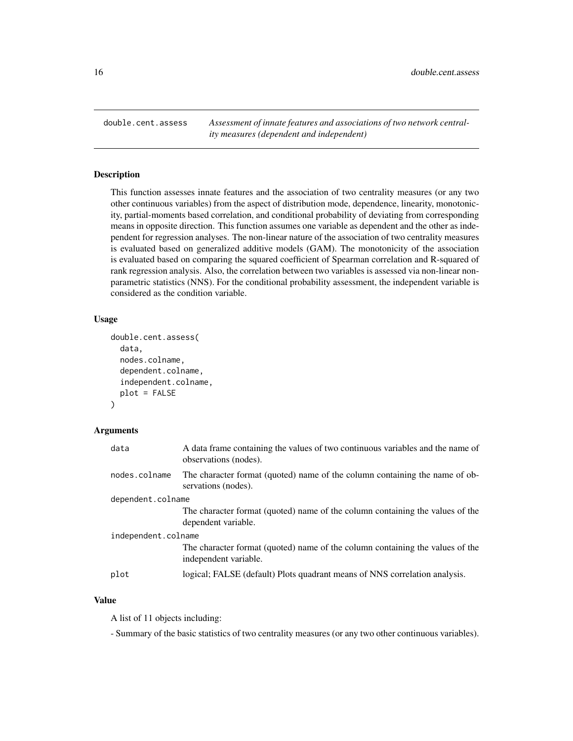## double.cent.assess

*Assessment of innate features and associations of two network centrality measures (dependent and independent)*

### Description

This function assesses innate features and the association of two centrality measures (or any two other continuous variables) from the aspect of distribution mode, dependence, linearity, monotonicity, partial-moments based correlation, and conditional probability of deviating from corresponding means in opposite direction. This function assumes one variable as dependent and the other as independent for regression analyses. The non-linear nature of the association of two centrality measures is evaluated based on generalized additive models (GAM). The monotonicity of the association is evaluated based on comparing the squared coefficient of Spearman correlation and R-squared of rank regression analysis. Also, the correlation between two variables is assessed via non-linear non-parametric statistics (NNS). For the conditional probability assessment, the independent variable is considered as the condition variable.

### Usage

```
double.cent.assess(
  data,
  nodes.colname,
  dependent.colname,
  independent.colname,
  plot = FALSE
)
```

### Arguments

| | |
|---|---|
| data | A data frame containing the values of two continuous variables and the name of observations (nodes). |
| nodes.colname | The character format (quoted) name of the column containing the name of observations (nodes). |
| dependent.colname | The character format (quoted) name of the column containing the values of the dependent variable. |
| independent.colname | The character format (quoted) name of the column containing the values of the independent variable. |
| plot | logical; FALSE (default) Plots quadrant means of NNS correlation analysis. |

### Value

A list of 11 objects including:

- Summary of the basic statistics of two centrality measures (or any two other continuous variables).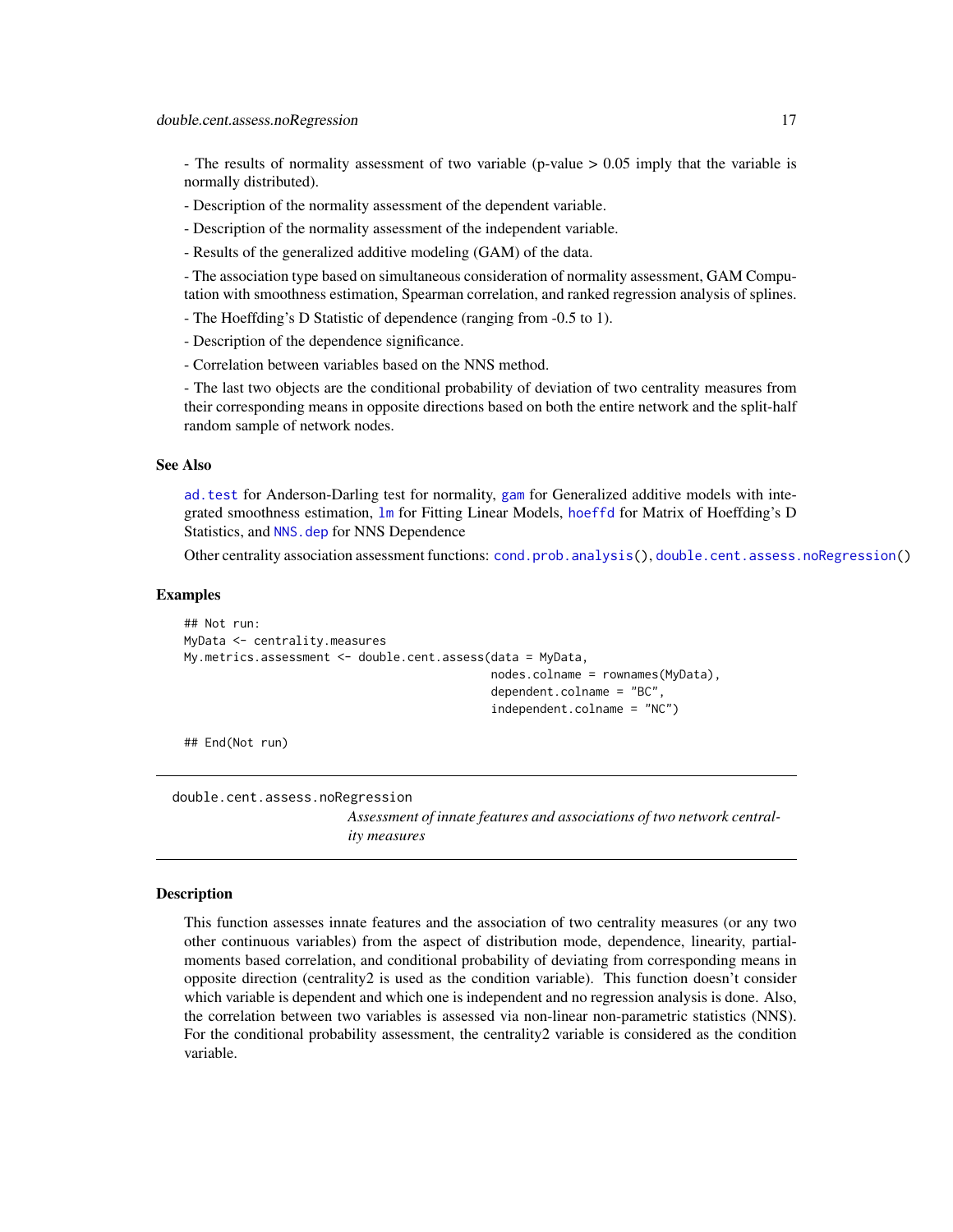- The results of normality assessment of two variable (p-value > 0.05 imply that the variable is normally distributed).

- Description of the normality assessment of the dependent variable.

- Description of the normality assessment of the independent variable.

- Results of the generalized additive modeling (GAM) of the data.

- The association type based on simultaneous consideration of normality assessment, GAM Computation with smoothness estimation, Spearman correlation, and ranked regression analysis of splines.

- The Hoeffding's D Statistic of dependence (ranging from -0.5 to 1).

- Description of the dependence significance.

- Correlation between variables based on the NNS method.

- The last two objects are the conditional probability of deviation of two centrality measures from their corresponding means in opposite directions based on both the entire network and the split-half random sample of network nodes.

### See Also

`ad.test` for Anderson-Darling test for normality, `gam` for Generalized additive models with integrated smoothness estimation, `lm` for Fitting Linear Models, `hoeffd` for Matrix of Hoeffding's D Statistics, and `NNS.dep` for NNS Dependence

Other centrality association assessment functions: `cond.prob.analysis()`, `double.cent.assess.noRegression()`

### Examples

```
## Not run:
MyData <- centrality.measures
My.metrics.assessment <- double.cent.assess(data = MyData,
                                            nodes.colname = rownames(MyData),
                                            dependent.colname = "BC",
                                            independent.colname = "NC")

## End(Not run)
```

---

## double.cent.assess.noRegression

*Assessment of innate features and associations of two network centrality measures*

### Description

This function assesses innate features and the association of two centrality measures (or any two other continuous variables) from the aspect of distribution mode, dependence, linearity, partial-moments based correlation, and conditional probability of deviating from corresponding means in opposite direction (centrality2 is used as the condition variable). This function doesn't consider which variable is dependent and which one is independent and no regression analysis is done. Also, the correlation between two variables is assessed via non-linear non-parametric statistics (NNS). For the conditional probability assessment, the centrality2 variable is considered as the condition variable.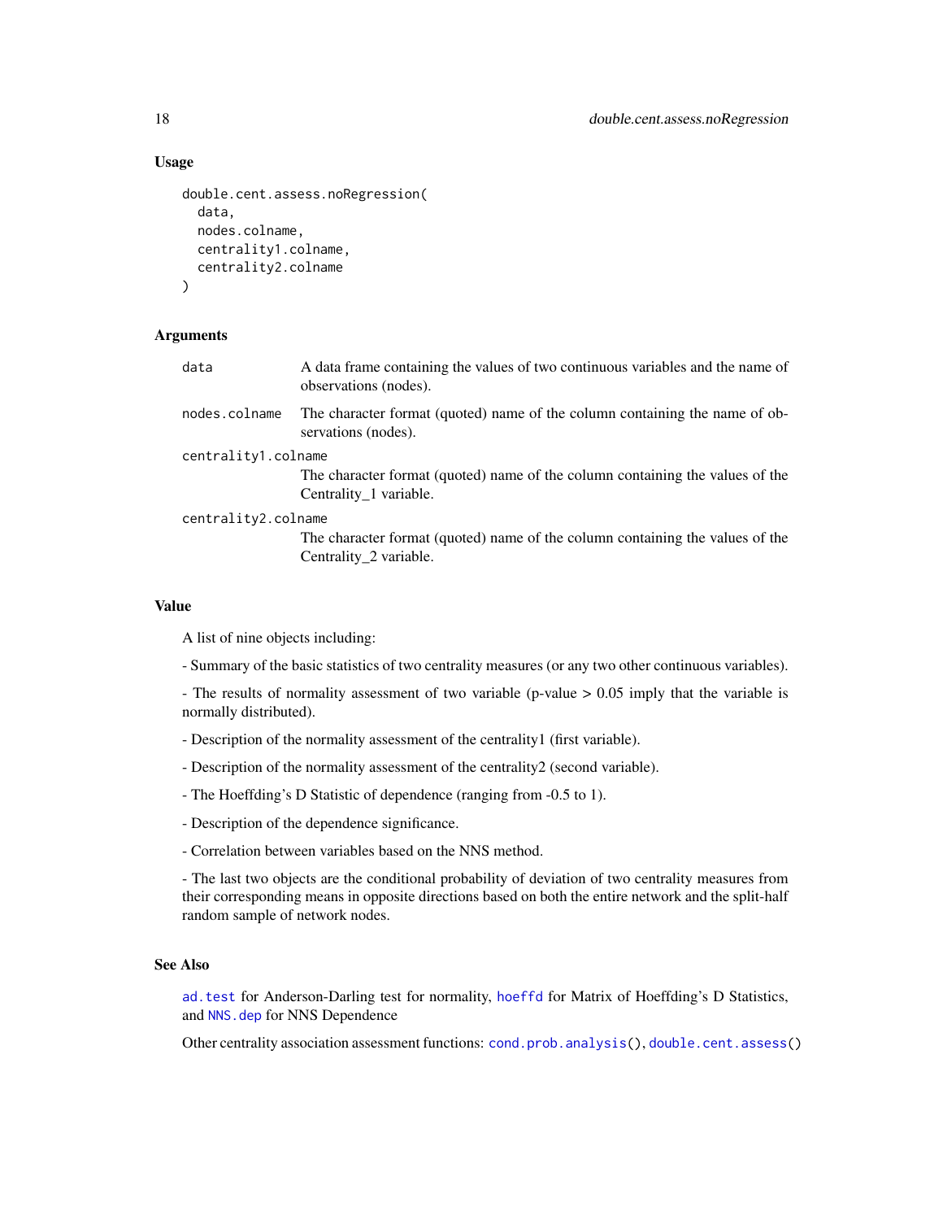### Usage

```
double.cent.assess.noRegression(
  data,
  nodes.colname,
  centrality1.colname,
  centrality2.colname
)
```

### Arguments

| | |
|---|---|
| data | A data frame containing the values of two continuous variables and the name of observations (nodes). |
| nodes.colname | The character format (quoted) name of the column containing the name of observations (nodes). |
| centrality1.colname | The character format (quoted) name of the column containing the values of the Centrality_1 variable. |
| centrality2.colname | The character format (quoted) name of the column containing the values of the Centrality_2 variable. |

### Value

A list of nine objects including:

- Summary of the basic statistics of two centrality measures (or any two other continuous variables).

- The results of normality assessment of two variable (p-value > 0.05 imply that the variable is normally distributed).

- Description of the normality assessment of the centrality1 (first variable).

- Description of the normality assessment of the centrality2 (second variable).

- The Hoeffding's D Statistic of dependence (ranging from -0.5 to 1).

- Description of the dependence significance.

- Correlation between variables based on the NNS method.

- The last two objects are the conditional probability of deviation of two centrality measures from their corresponding means in opposite directions based on both the entire network and the split-half random sample of network nodes.

### See Also

`ad.test` for Anderson-Darling test for normality, `hoeffd` for Matrix of Hoeffding's D Statistics, and `NNS.dep` for NNS Dependence

Other centrality association assessment functions: `cond.prob.analysis()`, `double.cent.assess()`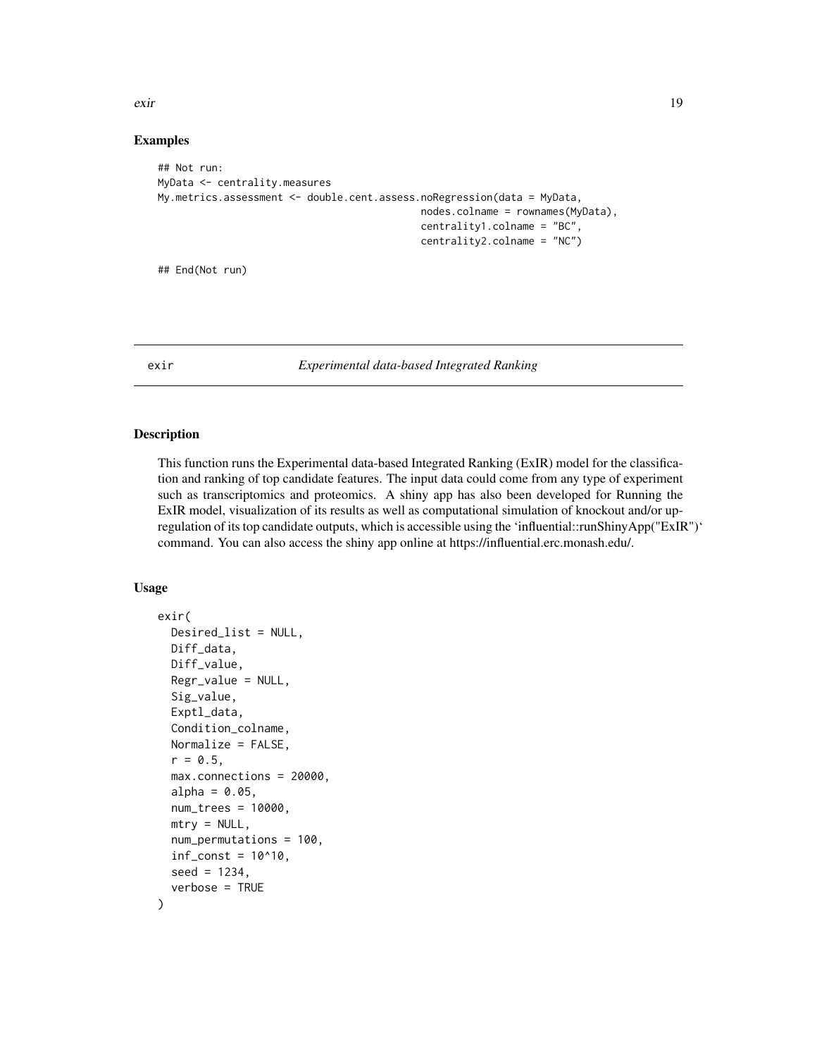## Examples

```
## Not run:
MyData <- centrality.measures
My.metrics.assessment <- double.cent.assess.noRegression(data = MyData,
                                              nodes.colname = rownames(MyData),
                                              centrality1.colname = "BC",
                                              centrality2.colname = "NC")

## End(Not run)
```

---

# exir — *Experimental data-based Integrated Ranking*

---

## Description

This function runs the Experimental data-based Integrated Ranking (ExIR) model for the classification and ranking of top candidate features. The input data could come from any type of experiment such as transcriptomics and proteomics. A shiny app has also been developed for Running the ExIR model, visualization of its results as well as computational simulation of knockout and/or up-regulation of its top candidate outputs, which is accessible using the 'influential::runShinyApp("ExIR")' command. You can also access the shiny app online at https://influential.erc.monash.edu/.

## Usage

```
exir(
  Desired_list = NULL,
  Diff_data,
  Diff_value,
  Regr_value = NULL,
  Sig_value,
  Exptl_data,
  Condition_colname,
  Normalize = FALSE,
  r = 0.5,
  max.connections = 20000,
  alpha = 0.05,
  num_trees = 10000,
  mtry = NULL,
  num_permutations = 100,
  inf_const = 10^10,
  seed = 1234,
  verbose = TRUE
)
```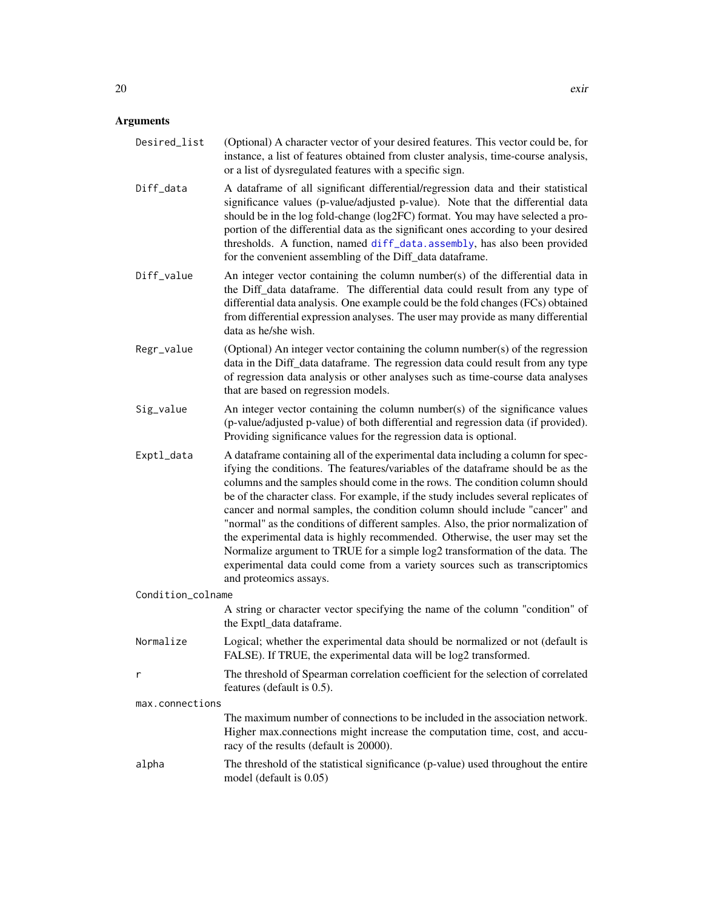## Arguments

**Desired_list** (Optional) A character vector of your desired features. This vector could be, for instance, a list of features obtained from cluster analysis, time-course analysis, or a list of dysregulated features with a specific sign.

**Diff_data** A dataframe of all significant differential/regression data and their statistical significance values (p-value/adjusted p-value). Note that the differential data should be in the log fold-change (log2FC) format. You may have selected a proportion of the differential data as the significant ones according to your desired thresholds. A function, named diff_data.assembly, has also been provided for the convenient assembling of the Diff_data dataframe.

**Diff_value** An integer vector containing the column number(s) of the differential data in the Diff_data dataframe. The differential data could result from any type of differential data analysis. One example could be the fold changes (FCs) obtained from differential expression analyses. The user may provide as many differential data as he/she wish.

**Regr_value** (Optional) An integer vector containing the column number(s) of the regression data in the Diff_data dataframe. The regression data could result from any type of regression data analysis or other analyses such as time-course data analyses that are based on regression models.

**Sig_value** An integer vector containing the column number(s) of the significance values (p-value/adjusted p-value) of both differential and regression data (if provided). Providing significance values for the regression data is optional.

**Exptl_data** A dataframe containing all of the experimental data including a column for specifying the conditions. The features/variables of the dataframe should be as the columns and the samples should come in the rows. The condition column should be of the character class. For example, if the study includes several replicates of cancer and normal samples, the condition column should include "cancer" and "normal" as the conditions of different samples. Also, the prior normalization of the experimental data is highly recommended. Otherwise, the user may set the Normalize argument to TRUE for a simple log2 transformation of the data. The experimental data could come from a variety sources such as transcriptomics and proteomics assays.

**Condition_colname** A string or character vector specifying the name of the column "condition" of the Exptl_data dataframe.

**Normalize** Logical; whether the experimental data should be normalized or not (default is FALSE). If TRUE, the experimental data will be log2 transformed.

**r** The threshold of Spearman correlation coefficient for the selection of correlated features (default is 0.5).

**max.connections** The maximum number of connections to be included in the association network. Higher max.connections might increase the computation time, cost, and accuracy of the results (default is 20000).

**alpha** The threshold of the statistical significance (p-value) used throughout the entire model (default is 0.05)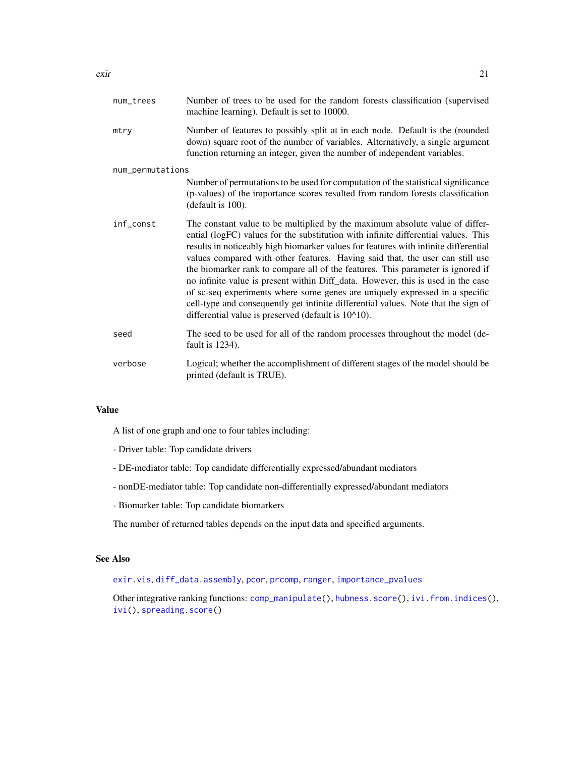| | |
|---|---|
| `num_trees` | Number of trees to be used for the random forests classification (supervised machine learning). Default is set to 10000. |
| `mtry` | Number of features to possibly split at in each node. Default is the (rounded down) square root of the number of variables. Alternatively, a single argument function returning an integer, given the number of independent variables. |
| `num_permutations` | Number of permutations to be used for computation of the statistical significance (p-values) of the importance scores resulted from random forests classification (default is 100). |
| `inf_const` | The constant value to be multiplied by the maximum absolute value of differential (logFC) values for the substitution with infinite differential values. This results in noticeably high biomarker values for features with infinite differential values compared with other features. Having said that, the user can still use the biomarker rank to compare all of the features. This parameter is ignored if no infinite value is present within Diff_data. However, this is used in the case of sc-seq experiments where some genes are uniquely expressed in a specific cell-type and consequently get infinite differential values. Note that the sign of differential value is preserved (default is 10^10). |
| `seed` | The seed to be used for all of the random processes throughout the model (default is 1234). |
| `verbose` | Logical; whether the accomplishment of different stages of the model should be printed (default is TRUE). |

### Value

A list of one graph and one to four tables including:

- Driver table: Top candidate drivers

- DE-mediator table: Top candidate differentially expressed/abundant mediators

- nonDE-mediator table: Top candidate non-differentially expressed/abundant mediators

- Biomarker table: Top candidate biomarkers

The number of returned tables depends on the input data and specified arguments.

### See Also

`exir.vis`, `diff_data.assembly`, `pcor`, `prcomp`, `ranger`, `importance_pvalues`

Other integrative ranking functions: `comp_manipulate()`, `hubness.score()`, `ivi.from.indices()`, `ivi()`, `spreading.score()`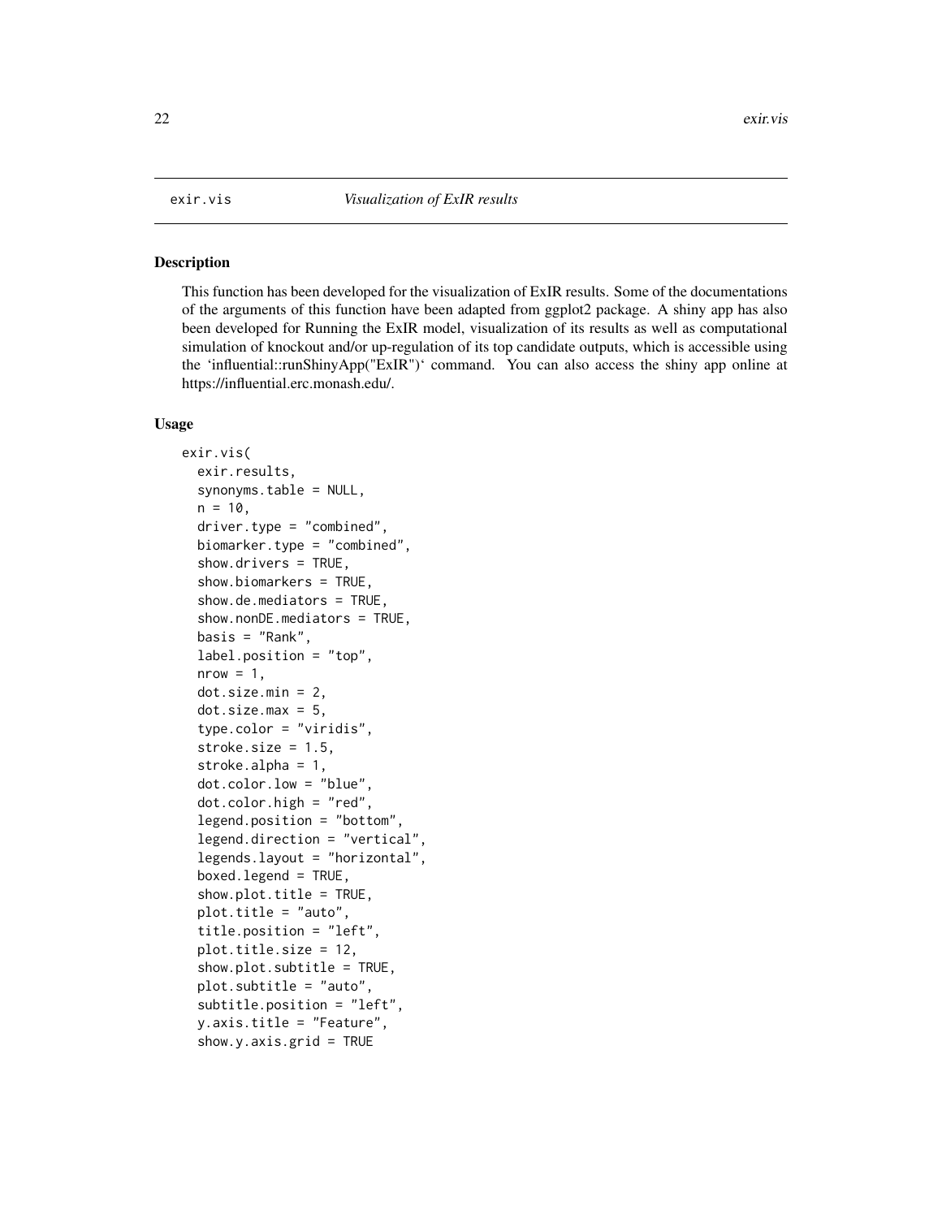exir.vis *Visualization of ExIR results*

## Description

This function has been developed for the visualization of ExIR results. Some of the documentations of the arguments of this function have been adapted from ggplot2 package. A shiny app has also been developed for Running the ExIR model, visualization of its results as well as computational simulation of knockout and/or up-regulation of its top candidate outputs, which is accessible using the 'influential::runShinyApp("ExIR")' command. You can also access the shiny app online at https://influential.erc.monash.edu/.

## Usage

```
exir.vis(
  exir.results,
  synonyms.table = NULL,
  n = 10,
  driver.type = "combined",
  biomarker.type = "combined",
  show.drivers = TRUE,
  show.biomarkers = TRUE,
  show.de.mediators = TRUE,
  show.nonDE.mediators = TRUE,
  basis = "Rank",
  label.position = "top",
  nrow = 1,
  dot.size.min = 2,
  dot.size.max = 5,
  type.color = "viridis",
  stroke.size = 1.5,
  stroke.alpha = 1,
  dot.color.low = "blue",
  dot.color.high = "red",
  legend.position = "bottom",
  legend.direction = "vertical",
  legends.layout = "horizontal",
  boxed.legend = TRUE,
  show.plot.title = TRUE,
  plot.title = "auto",
  title.position = "left",
  plot.title.size = 12,
  show.plot.subtitle = TRUE,
  plot.subtitle = "auto",
  subtitle.position = "left",
  y.axis.title = "Feature",
  show.y.axis.grid = TRUE
```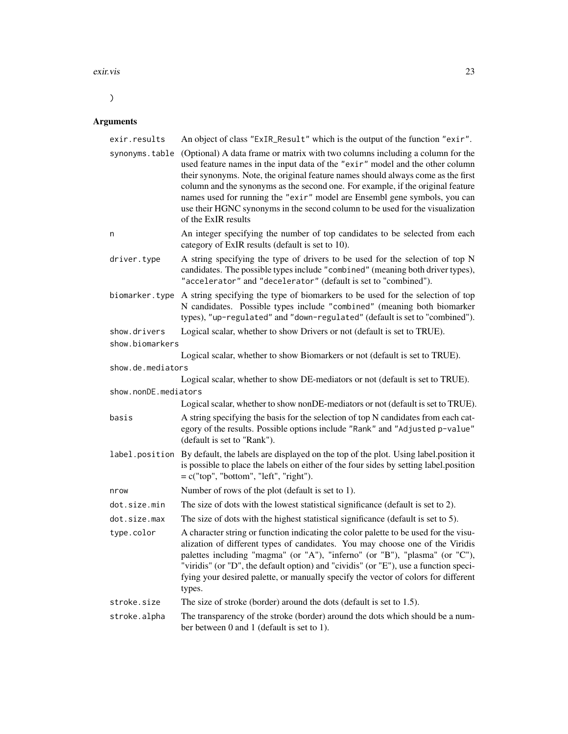```
)
```

## Arguments

| | |
|---|---|
| `exir.results` | An object of class "ExIR_Result" which is the output of the function "exir". |
| `synonyms.table` | (Optional) A data frame or matrix with two columns including a column for the used feature names in the input data of the "exir" model and the other column their synonyms. Note, the original feature names should always come as the first column and the synonyms as the second one. For example, if the original feature names used for running the "exir" model are Ensembl gene symbols, you can use their HGNC synonyms in the second column to be used for the visualization of the ExIR results |
| `n` | An integer specifying the number of top candidates to be selected from each category of ExIR results (default is set to 10). |
| `driver.type` | A string specifying the type of drivers to be used for the selection of top N candidates. The possible types include "combined" (meaning both driver types), "accelerator" and "decelerator" (default is set to "combined"). |
| `biomarker.type` | A string specifying the type of biomarkers to be used for the selection of top N candidates. Possible types include "combined" (meaning both biomarker types), "up-regulated" and "down-regulated" (default is set to "combined"). |
| `show.drivers` | Logical scalar, whether to show Drivers or not (default is set to TRUE). |
| `show.biomarkers` | Logical scalar, whether to show Biomarkers or not (default is set to TRUE). |
| `show.de.mediators` | Logical scalar, whether to show DE-mediators or not (default is set to TRUE). |
| `show.nonDE.mediators` | Logical scalar, whether to show nonDE-mediators or not (default is set to TRUE). |
| `basis` | A string specifying the basis for the selection of top N candidates from each category of the results. Possible options include "Rank" and "Adjusted p-value" (default is set to "Rank"). |
| `label.position` | By default, the labels are displayed on the top of the plot. Using label.position it is possible to place the labels on either of the four sides by setting label.position = c("top", "bottom", "left", "right"). |
| `nrow` | Number of rows of the plot (default is set to 1). |
| `dot.size.min` | The size of dots with the lowest statistical significance (default is set to 2). |
| `dot.size.max` | The size of dots with the highest statistical significance (default is set to 5). |
| `type.color` | A character string or function indicating the color palette to be used for the visualization of different types of candidates. You may choose one of the Viridis palettes including "magma" (or "A"), "inferno" (or "B"), "plasma" (or "C"), "viridis" (or "D", the default option) and "cividis" (or "E"), use a function specifying your desired palette, or manually specify the vector of colors for different types. |
| `stroke.size` | The size of stroke (border) around the dots (default is set to 1.5). |
| `stroke.alpha` | The transparency of the stroke (border) around the dots which should be a number between 0 and 1 (default is set to 1). |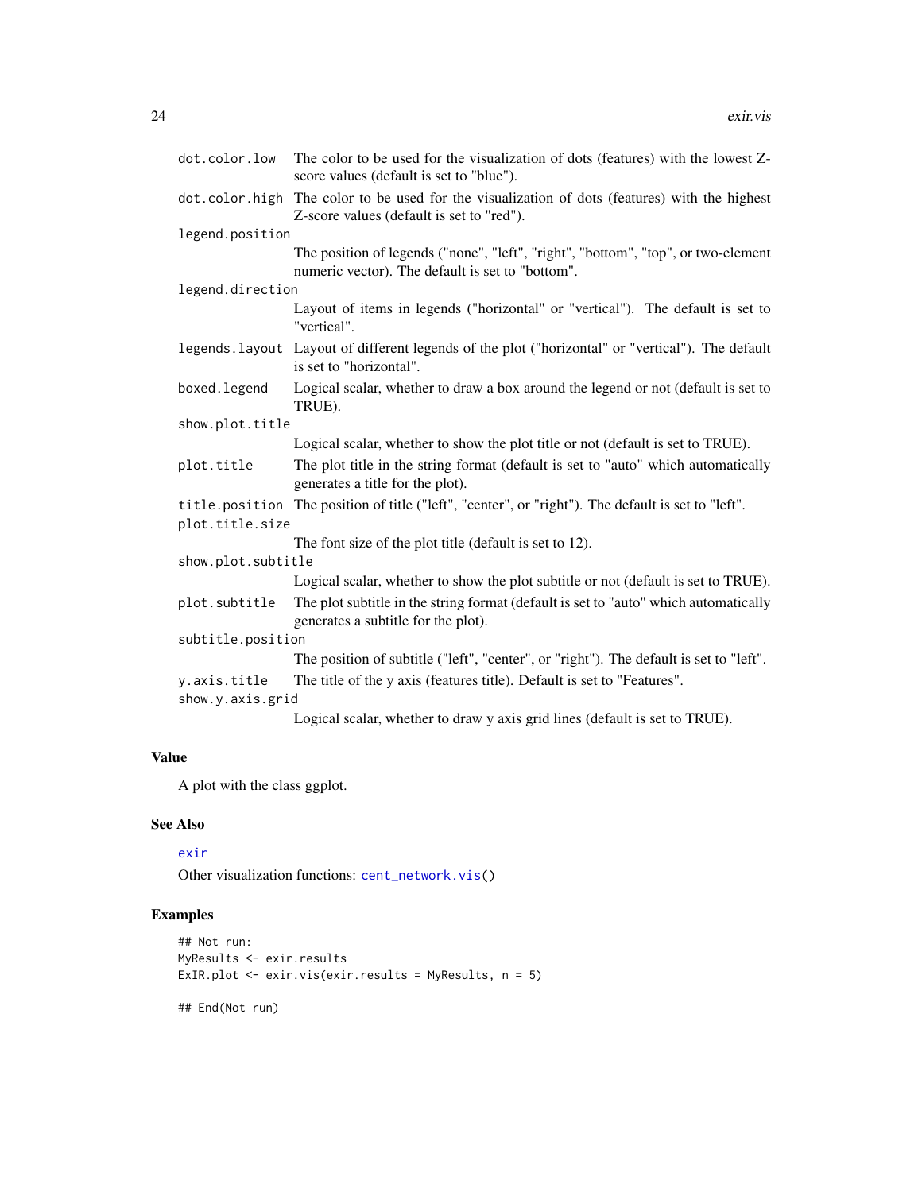`dot.color.low` The color to be used for the visualization of dots (features) with the lowest Z-score values (default is set to "blue").

`dot.color.high` The color to be used for the visualization of dots (features) with the highest Z-score values (default is set to "red").

`legend.position` The position of legends ("none", "left", "right", "bottom", "top", or two-element numeric vector). The default is set to "bottom".

`legend.direction` Layout of items in legends ("horizontal" or "vertical"). The default is set to "vertical".

`legends.layout` Layout of different legends of the plot ("horizontal" or "vertical"). The default is set to "horizontal".

`boxed.legend` Logical scalar, whether to draw a box around the legend or not (default is set to TRUE).

`show.plot.title` Logical scalar, whether to show the plot title or not (default is set to TRUE).

`plot.title` The plot title in the string format (default is set to "auto" which automatically generates a title for the plot).

`title.position` The position of title ("left", "center", or "right"). The default is set to "left".

`plot.title.size` The font size of the plot title (default is set to 12).

`show.plot.subtitle` Logical scalar, whether to show the plot subtitle or not (default is set to TRUE).

`plot.subtitle` The plot subtitle in the string format (default is set to "auto" which automatically generates a subtitle for the plot).

`subtitle.position` The position of subtitle ("left", "center", or "right"). The default is set to "left".

`y.axis.title` The title of the y axis (features title). Default is set to "Features".

`show.y.axis.grid` Logical scalar, whether to draw y axis grid lines (default is set to TRUE).

## Value

A plot with the class ggplot.

## See Also

exir

Other visualization functions: cent_network.vis()

## Examples

```
## Not run:
MyResults <- exir.results
ExIR.plot <- exir.vis(exir.results = MyResults, n = 5)

## End(Not run)
```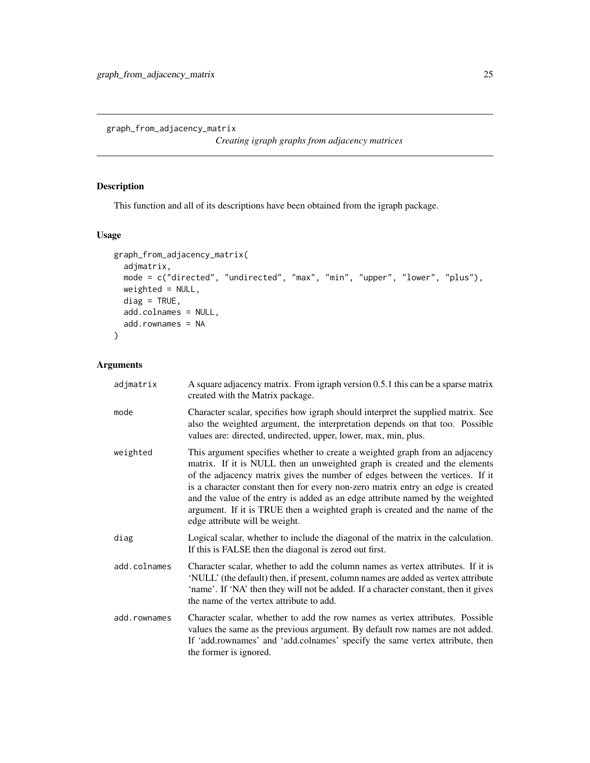## graph_from_adjacency_matrix

*Creating igraph graphs from adjacency matrices*

### Description

This function and all of its descriptions have been obtained from the igraph package.

### Usage

```
graph_from_adjacency_matrix(
  adjmatrix,
  mode = c("directed", "undirected", "max", "min", "upper", "lower", "plus"),
  weighted = NULL,
  diag = TRUE,
  add.colnames = NULL,
  add.rownames = NA
)
```

### Arguments

| | |
|---|---|
| `adjmatrix` | A square adjacency matrix. From igraph version 0.5.1 this can be a sparse matrix created with the Matrix package. |
| `mode` | Character scalar, specifies how igraph should interpret the supplied matrix. See also the weighted argument, the interpretation depends on that too. Possible values are: directed, undirected, upper, lower, max, min, plus. |
| `weighted` | This argument specifies whether to create a weighted graph from an adjacency matrix. If it is NULL then an unweighted graph is created and the elements of the adjacency matrix gives the number of edges between the vertices. If it is a character constant then for every non-zero matrix entry an edge is created and the value of the entry is added as an edge attribute named by the weighted argument. If it is TRUE then a weighted graph is created and the name of the edge attribute will be weight. |
| `diag` | Logical scalar, whether to include the diagonal of the matrix in the calculation. If this is FALSE then the diagonal is zerod out first. |
| `add.colnames` | Character scalar, whether to add the column names as vertex attributes. If it is 'NULL' (the default) then, if present, column names are added as vertex attribute 'name'. If 'NA' then they will not be added. If a character constant, then it gives the name of the vertex attribute to add. |
| `add.rownames` | Character scalar, whether to add the row names as vertex attributes. Possible values the same as the previous argument. By default row names are not added. If 'add.rownames' and 'add.colnames' specify the same vertex attribute, then the former is ignored. |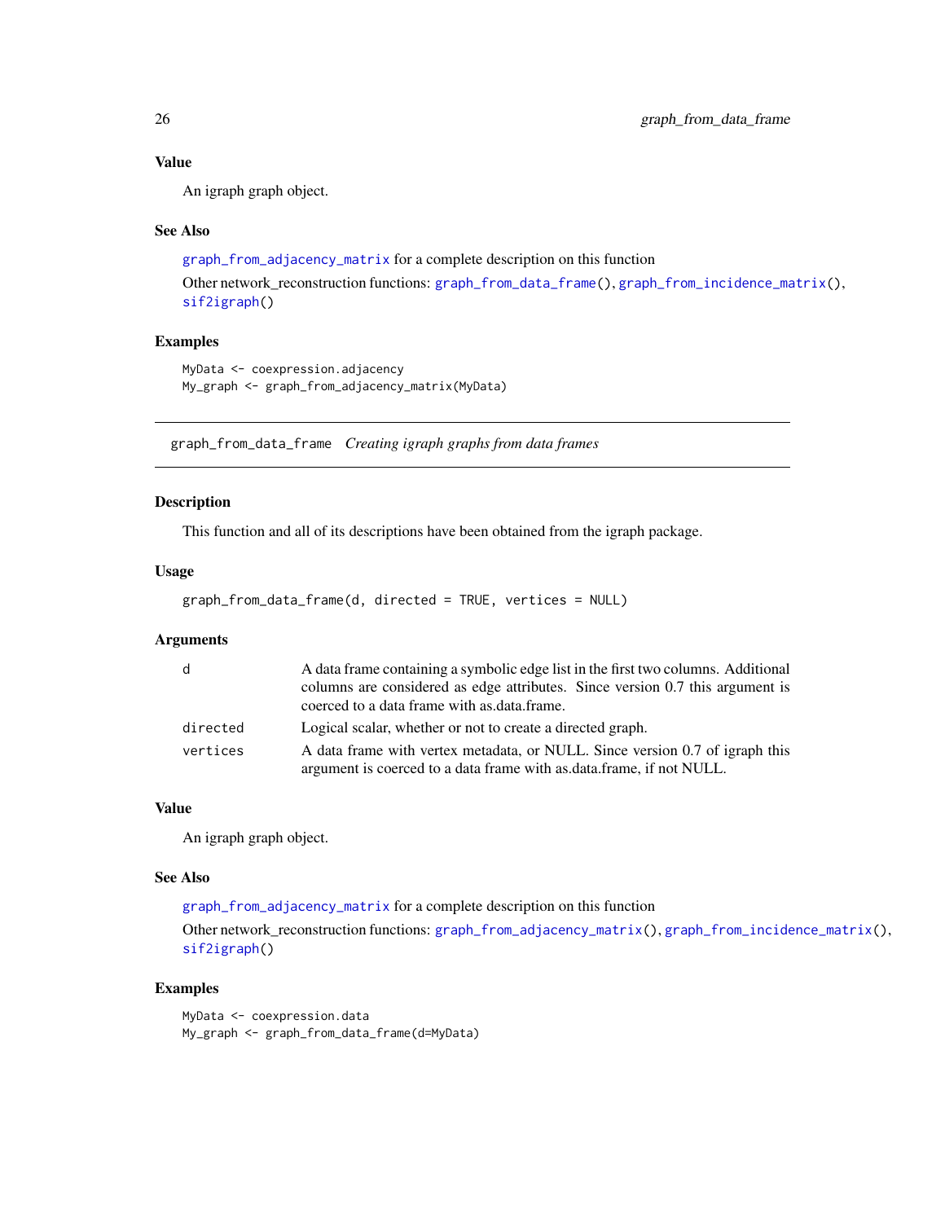### Value

An igraph graph object.

### See Also

`graph_from_adjacency_matrix` for a complete description on this function

Other network_reconstruction functions: `graph_from_data_frame()`, `graph_from_incidence_matrix()`, `sif2igraph()`

### Examples

```
MyData <- coexpression.adjacency
My_graph <- graph_from_adjacency_matrix(MyData)
```

---

## graph_from_data_frame *Creating igraph graphs from data frames*

---

### Description

This function and all of its descriptions have been obtained from the igraph package.

### Usage

```
graph_from_data_frame(d, directed = TRUE, vertices = NULL)
```

### Arguments

| | |
|---|---|
| `d` | A data frame containing a symbolic edge list in the first two columns. Additional columns are considered as edge attributes. Since version 0.7 this argument is coerced to a data frame with as.data.frame. |
| `directed` | Logical scalar, whether or not to create a directed graph. |
| `vertices` | A data frame with vertex metadata, or NULL. Since version 0.7 of igraph this argument is coerced to a data frame with as.data.frame, if not NULL. |

### Value

An igraph graph object.

### See Also

`graph_from_adjacency_matrix` for a complete description on this function

Other network_reconstruction functions: `graph_from_adjacency_matrix()`, `graph_from_incidence_matrix()`, `sif2igraph()`

### Examples

```
MyData <- coexpression.data
My_graph <- graph_from_data_frame(d=MyData)
```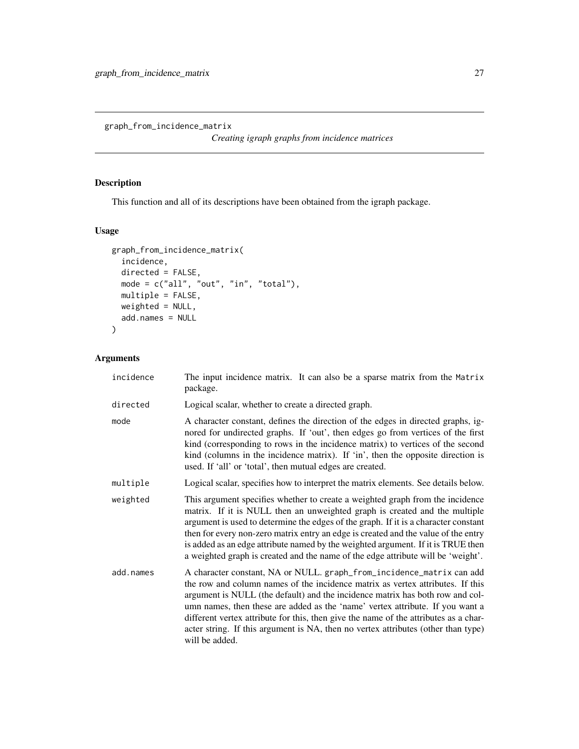`graph_from_incidence_matrix`

*Creating igraph graphs from incidence matrices*

## Description

This function and all of its descriptions have been obtained from the igraph package.

## Usage

```
graph_from_incidence_matrix(
  incidence,
  directed = FALSE,
  mode = c("all", "out", "in", "total"),
  multiple = FALSE,
  weighted = NULL,
  add.names = NULL
)
```

## Arguments

| | |
|---|---|
| `incidence` | The input incidence matrix. It can also be a sparse matrix from the `Matrix` package. |
| `directed` | Logical scalar, whether to create a directed graph. |
| `mode` | A character constant, defines the direction of the edges in directed graphs, ignored for undirected graphs. If 'out', then edges go from vertices of the first kind (corresponding to rows in the incidence matrix) to vertices of the second kind (columns in the incidence matrix). If 'in', then the opposite direction is used. If 'all' or 'total', then mutual edges are created. |
| `multiple` | Logical scalar, specifies how to interpret the matrix elements. See details below. |
| `weighted` | This argument specifies whether to create a weighted graph from the incidence matrix. If it is NULL then an unweighted graph is created and the multiple argument is used to determine the edges of the graph. If it is a character constant then for every non-zero matrix entry an edge is created and the value of the entry is added as an edge attribute named by the weighted argument. If it is TRUE then a weighted graph is created and the name of the edge attribute will be 'weight'. |
| `add.names` | A character constant, NA or NULL. `graph_from_incidence_matrix` can add the row and column names of the incidence matrix as vertex attributes. If this argument is NULL (the default) and the incidence matrix has both row and column names, then these are added as the 'name' vertex attribute. If you want a different vertex attribute for this, then give the name of the attributes as a character string. If this argument is NA, then no vertex attributes (other than type) will be added. |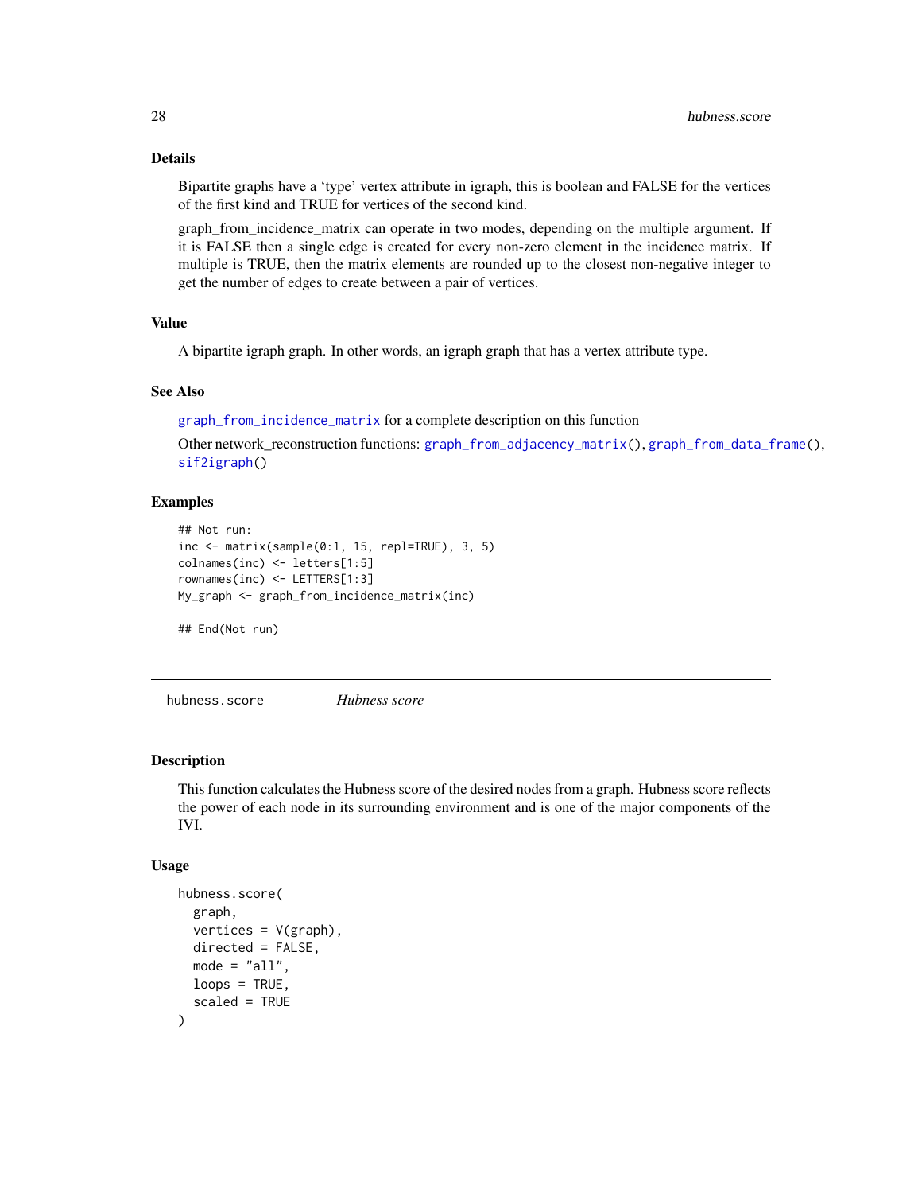### Details

Bipartite graphs have a 'type' vertex attribute in igraph, this is boolean and FALSE for the vertices of the first kind and TRUE for vertices of the second kind.

graph_from_incidence_matrix can operate in two modes, depending on the multiple argument. If it is FALSE then a single edge is created for every non-zero element in the incidence matrix. If multiple is TRUE, then the matrix elements are rounded up to the closest non-negative integer to get the number of edges to create between a pair of vertices.

### Value

A bipartite igraph graph. In other words, an igraph graph that has a vertex attribute type.

### See Also

graph_from_incidence_matrix for a complete description on this function

Other network_reconstruction functions: graph_from_adjacency_matrix(), graph_from_data_frame(), sif2igraph()

### Examples

```
## Not run:
inc <- matrix(sample(0:1, 15, repl=TRUE), 3, 5)
colnames(inc) <- letters[1:5]
rownames(inc) <- LETTERS[1:3]
My_graph <- graph_from_incidence_matrix(inc)

## End(Not run)
```

---

## hubness.score *Hubness score*

### Description

This function calculates the Hubness score of the desired nodes from a graph. Hubness score reflects the power of each node in its surrounding environment and is one of the major components of the IVI.

### Usage

```
hubness.score(
  graph,
  vertices = V(graph),
  directed = FALSE,
  mode = "all",
  loops = TRUE,
  scaled = TRUE
)
```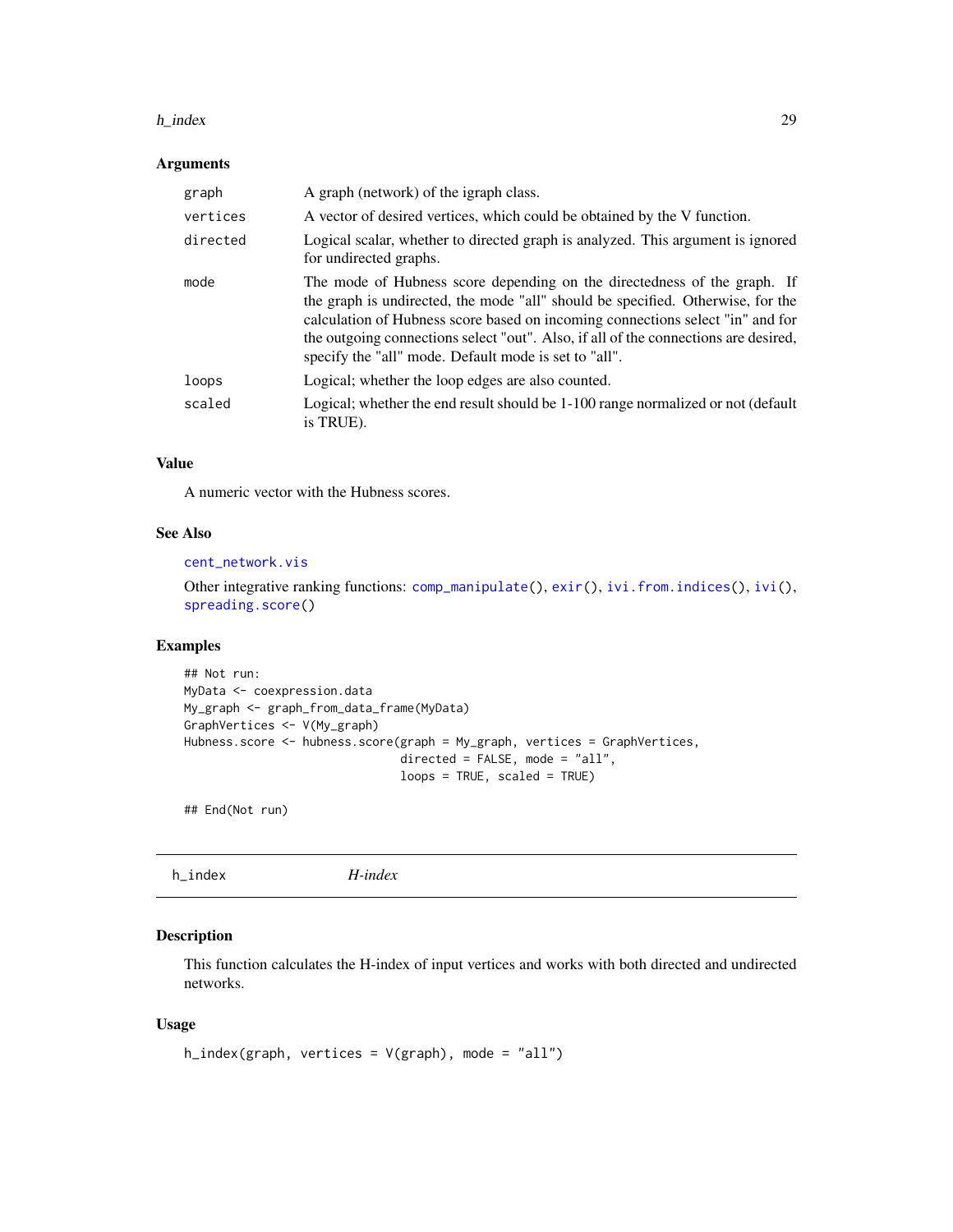### Arguments

| | |
|---|---|
| `graph` | A graph (network) of the igraph class. |
| `vertices` | A vector of desired vertices, which could be obtained by the V function. |
| `directed` | Logical scalar, whether to directed graph is analyzed. This argument is ignored for undirected graphs. |
| `mode` | The mode of Hubness score depending on the directedness of the graph. If the graph is undirected, the mode "all" should be specified. Otherwise, for the calculation of Hubness score based on incoming connections select "in" and for the outgoing connections select "out". Also, if all of the connections are desired, specify the "all" mode. Default mode is set to "all". |
| `loops` | Logical; whether the loop edges are also counted. |
| `scaled` | Logical; whether the end result should be 1-100 range normalized or not (default is TRUE). |

### Value

A numeric vector with the Hubness scores.

### See Also

`cent_network.vis`

Other integrative ranking functions: `comp_manipulate()`, `exir()`, `ivi.from.indices()`, `ivi()`, `spreading.score()`

### Examples

```
## Not run:
MyData <- coexpression.data
My_graph <- graph_from_data_frame(MyData)
GraphVertices <- V(My_graph)
Hubness.score <- hubness.score(graph = My_graph, vertices = GraphVertices,
                               directed = FALSE, mode = "all",
                               loops = TRUE, scaled = TRUE)

## End(Not run)
```

---

## h_index &nbsp;&nbsp;&nbsp;&nbsp; *H-index*

### Description

This function calculates the H-index of input vertices and works with both directed and undirected networks.

### Usage

```
h_index(graph, vertices = V(graph), mode = "all")
```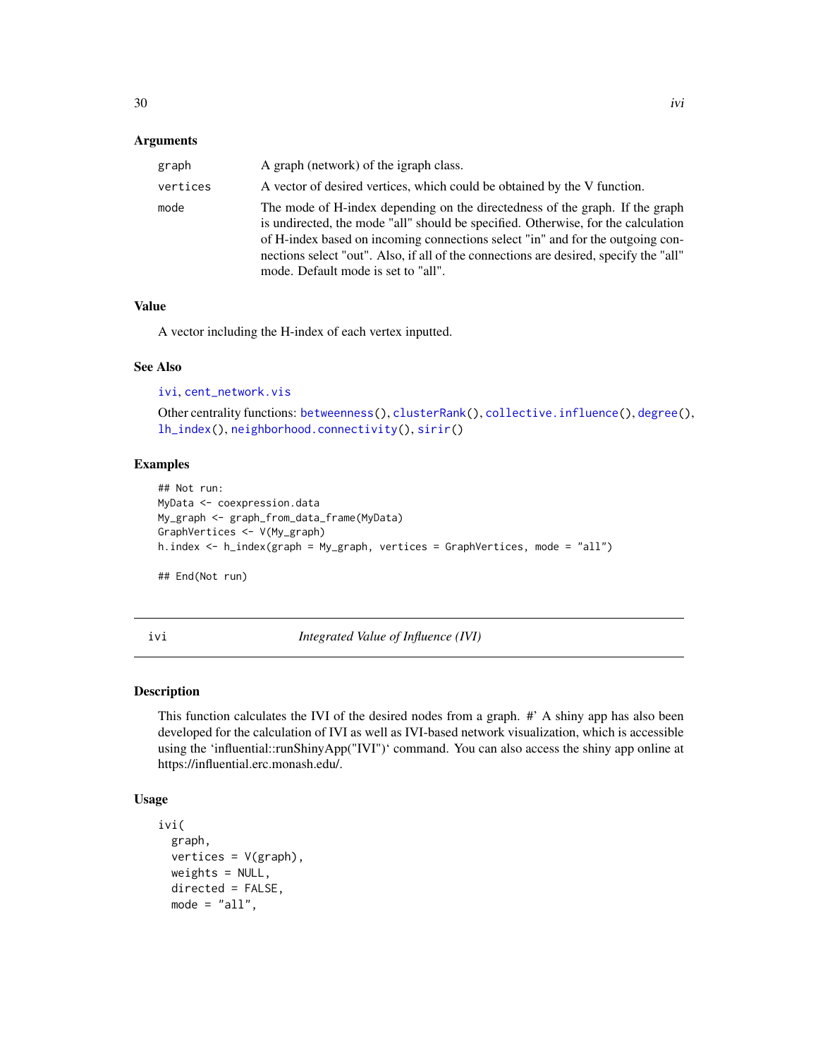### Arguments

| | |
|---|---|
| graph | A graph (network) of the igraph class. |
| vertices | A vector of desired vertices, which could be obtained by the V function. |
| mode | The mode of H-index depending on the directedness of the graph. If the graph is undirected, the mode "all" should be specified. Otherwise, for the calculation of H-index based on incoming connections select "in" and for the outgoing connections select "out". Also, if all of the connections are desired, specify the "all" mode. Default mode is set to "all". |

### Value

A vector including the H-index of each vertex inputted.

### See Also

ivi, cent_network.vis

Other centrality functions: betweenness(), clusterRank(), collective.influence(), degree(), lh_index(), neighborhood.connectivity(), sirir()

### Examples

```
## Not run:
MyData <- coexpression.data
My_graph <- graph_from_data_frame(MyData)
GraphVertices <- V(My_graph)
h.index <- h_index(graph = My_graph, vertices = GraphVertices, mode = "all")

## End(Not run)
```

---

## ivi — *Integrated Value of Influence (IVI)*

### Description

This function calculates the IVI of the desired nodes from a graph. #' A shiny app has also been developed for the calculation of IVI as well as IVI-based network visualization, which is accessible using the 'influential::runShinyApp("IVI")' command. You can also access the shiny app online at https://influential.erc.monash.edu/.

### Usage

```
ivi(
  graph,
  vertices = V(graph),
  weights = NULL,
  directed = FALSE,
  mode = "all",
```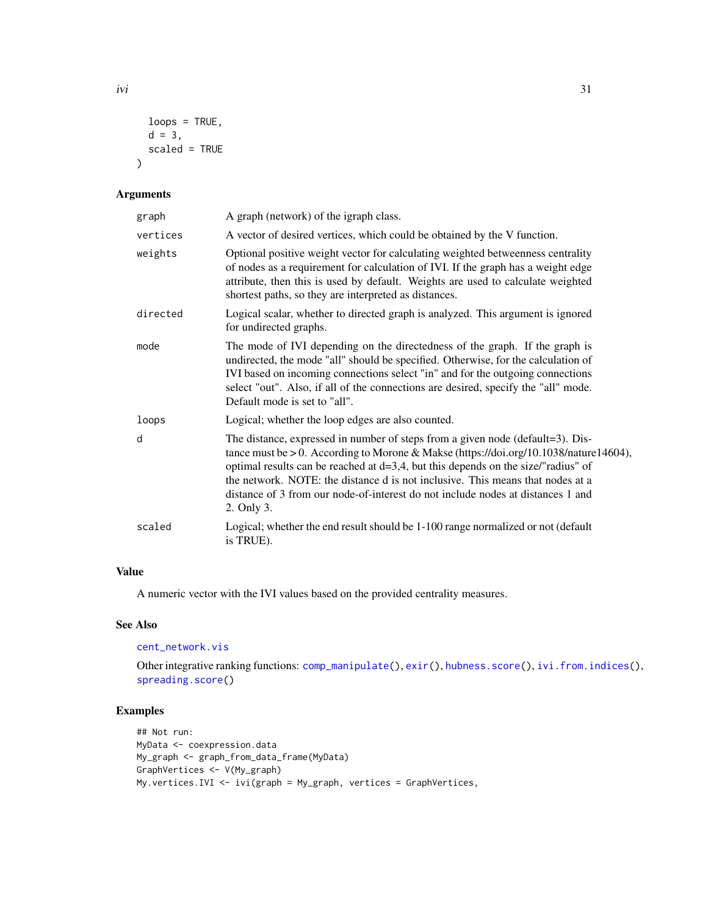```
  loops = TRUE,
  d = 3,
  scaled = TRUE
)
```

## Arguments

| | |
|---|---|
| graph | A graph (network) of the igraph class. |
| vertices | A vector of desired vertices, which could be obtained by the V function. |
| weights | Optional positive weight vector for calculating weighted betweenness centrality of nodes as a requirement for calculation of IVI. If the graph has a weight edge attribute, then this is used by default. Weights are used to calculate weighted shortest paths, so they are interpreted as distances. |
| directed | Logical scalar, whether to directed graph is analyzed. This argument is ignored for undirected graphs. |
| mode | The mode of IVI depending on the directedness of the graph. If the graph is undirected, the mode "all" should be specified. Otherwise, for the calculation of IVI based on incoming connections select "in" and for the outgoing connections select "out". Also, if all of the connections are desired, specify the "all" mode. Default mode is set to "all". |
| loops | Logical; whether the loop edges are also counted. |
| d | The distance, expressed in number of steps from a given node (default=3). Distance must be > 0. According to Morone & Makse (https://doi.org/10.1038/nature14604), optimal results can be reached at d=3,4, but this depends on the size/"radius" of the network. NOTE: the distance d is not inclusive. This means that nodes at a distance of 3 from our node-of-interest do not include nodes at distances 1 and 2. Only 3. |
| scaled | Logical; whether the end result should be 1-100 range normalized or not (default is TRUE). |

## Value

A numeric vector with the IVI values based on the provided centrality measures.

## See Also

cent_network.vis

Other integrative ranking functions: comp_manipulate(), exir(), hubness.score(), ivi.from.indices(), spreading.score()

## Examples

```
## Not run:
MyData <- coexpression.data
My_graph <- graph_from_data_frame(MyData)
GraphVertices <- V(My_graph)
My.vertices.IVI <- ivi(graph = My_graph, vertices = GraphVertices,
```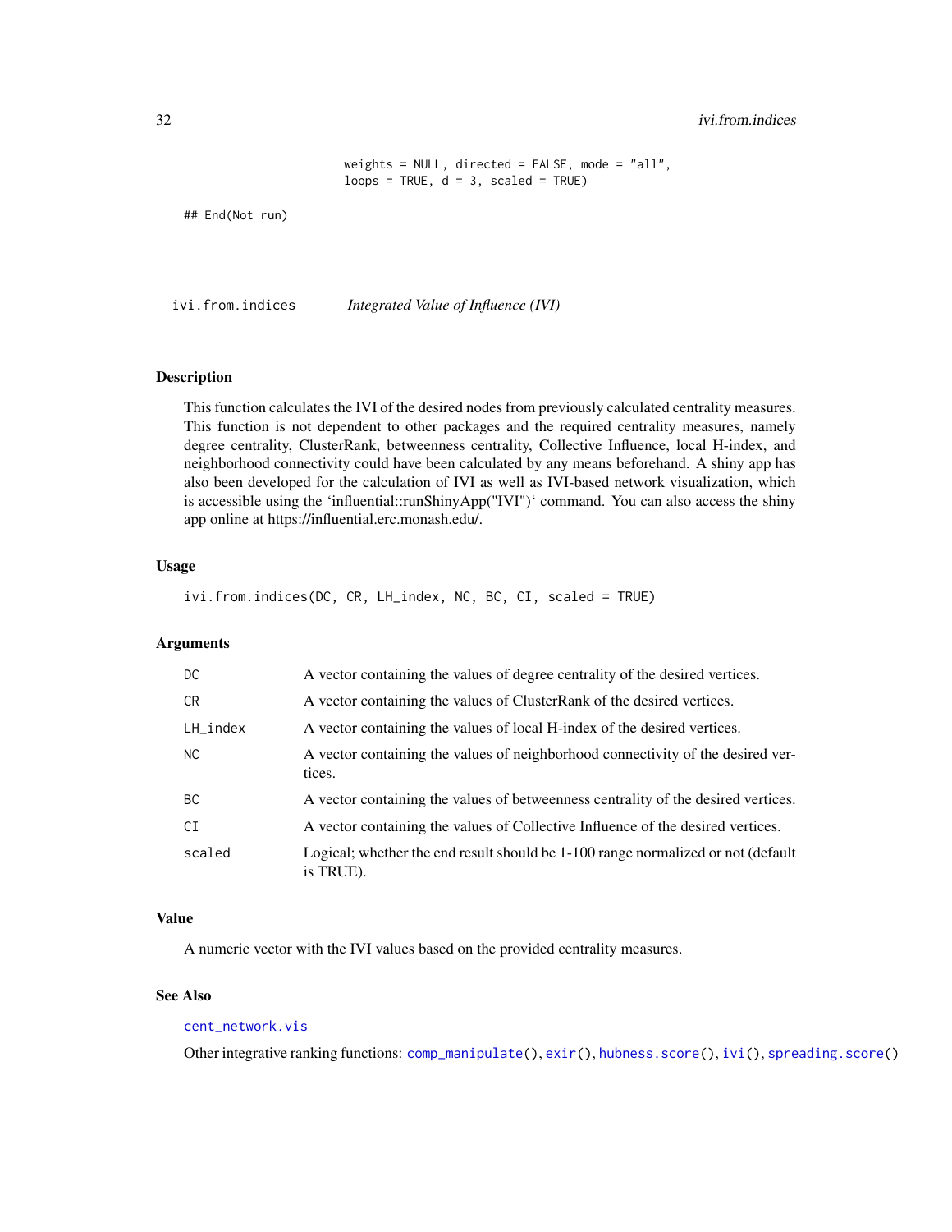```
                    weights = NULL, directed = FALSE, mode = "all",
                    loops = TRUE, d = 3, scaled = TRUE)

## End(Not run)
```

## ivi.from.indices — *Integrated Value of Influence (IVI)*

### Description

This function calculates the IVI of the desired nodes from previously calculated centrality measures. This function is not dependent to other packages and the required centrality measures, namely degree centrality, ClusterRank, betweenness centrality, Collective Influence, local H-index, and neighborhood connectivity could have been calculated by any means beforehand. A shiny app has also been developed for the calculation of IVI as well as IVI-based network visualization, which is accessible using the 'influential::runShinyApp("IVI")' command. You can also access the shiny app online at https://influential.erc.monash.edu/.

### Usage

```
ivi.from.indices(DC, CR, LH_index, NC, BC, CI, scaled = TRUE)
```

### Arguments

| | |
|---|---|
| DC | A vector containing the values of degree centrality of the desired vertices. |
| CR | A vector containing the values of ClusterRank of the desired vertices. |
| LH_index | A vector containing the values of local H-index of the desired vertices. |
| NC | A vector containing the values of neighborhood connectivity of the desired vertices. |
| BC | A vector containing the values of betweenness centrality of the desired vertices. |
| CI | A vector containing the values of Collective Influence of the desired vertices. |
| scaled | Logical; whether the end result should be 1-100 range normalized or not (default is TRUE). |

### Value

A numeric vector with the IVI values based on the provided centrality measures.

### See Also

`cent_network.vis`

Other integrative ranking functions: `comp_manipulate()`, `exir()`, `hubness.score()`, `ivi()`, `spreading.score()`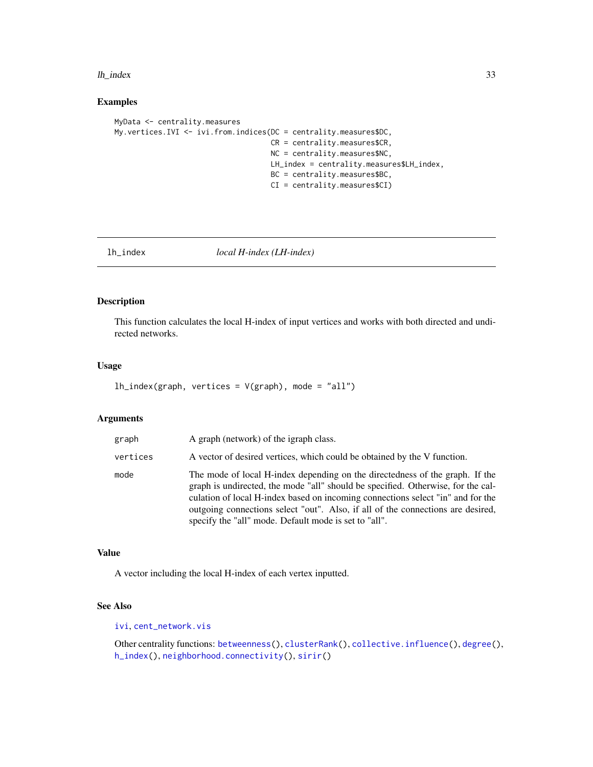### Examples

```
MyData <- centrality.measures
My.vertices.IVI <- ivi.from.indices(DC = centrality.measures$DC,
                                    CR = centrality.measures$CR,
                                    NC = centrality.measures$NC,
                                    LH_index = centrality.measures$LH_index,
                                    BC = centrality.measures$BC,
                                    CI = centrality.measures$CI)
```

---

## lh_index    *local H-index (LH-index)*

---

### Description

This function calculates the local H-index of input vertices and works with both directed and undirected networks.

### Usage

```
lh_index(graph, vertices = V(graph), mode = "all")
```

### Arguments

| | |
|---|---|
| graph | A graph (network) of the igraph class. |
| vertices | A vector of desired vertices, which could be obtained by the V function. |
| mode | The mode of local H-index depending on the directedness of the graph. If the graph is undirected, the mode "all" should be specified. Otherwise, for the calculation of local H-index based on incoming connections select "in" and for the outgoing connections select "out". Also, if all of the connections are desired, specify the "all" mode. Default mode is set to "all". |

### Value

A vector including the local H-index of each vertex inputted.

### See Also

ivi, cent_network.vis

Other centrality functions: betweenness(), clusterRank(), collective.influence(), degree(), h_index(), neighborhood.connectivity(), sirir()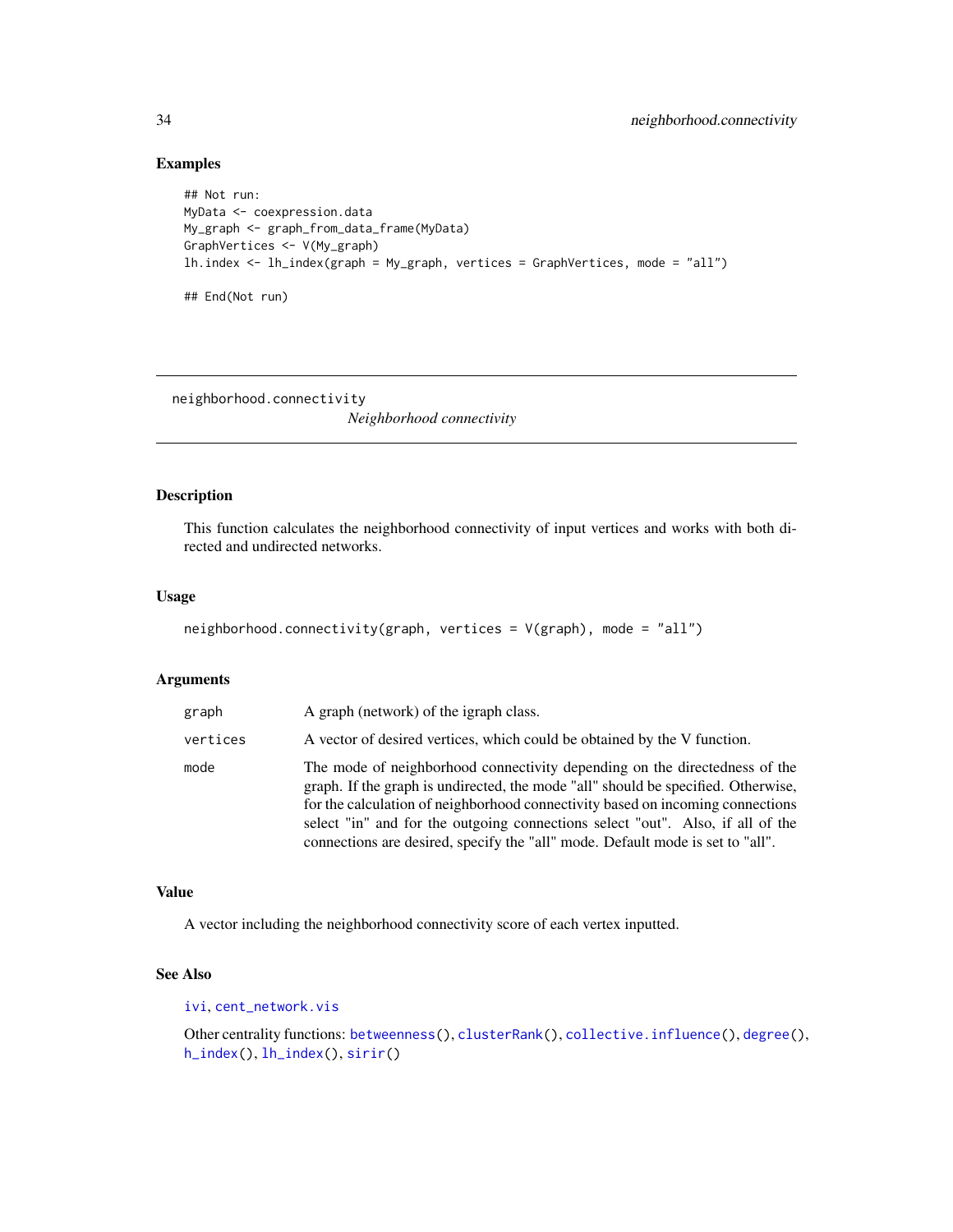### Examples

```
## Not run:
MyData <- coexpression.data
My_graph <- graph_from_data_frame(MyData)
GraphVertices <- V(My_graph)
lh.index <- lh_index(graph = My_graph, vertices = GraphVertices, mode = "all")

## End(Not run)
```

---

## neighborhood.connectivity *Neighborhood connectivity*

---

### Description

This function calculates the neighborhood connectivity of input vertices and works with both directed and undirected networks.

### Usage

```
neighborhood.connectivity(graph, vertices = V(graph), mode = "all")
```

### Arguments

| | |
|---|---|
| graph | A graph (network) of the igraph class. |
| vertices | A vector of desired vertices, which could be obtained by the V function. |
| mode | The mode of neighborhood connectivity depending on the directedness of the graph. If the graph is undirected, the mode "all" should be specified. Otherwise, for the calculation of neighborhood connectivity based on incoming connections select "in" and for the outgoing connections select "out". Also, if all of the connections are desired, specify the "all" mode. Default mode is set to "all". |

### Value

A vector including the neighborhood connectivity score of each vertex inputted.

### See Also

ivi, cent_network.vis

Other centrality functions: betweenness(), clusterRank(), collective.influence(), degree(), h_index(), lh_index(), sirir()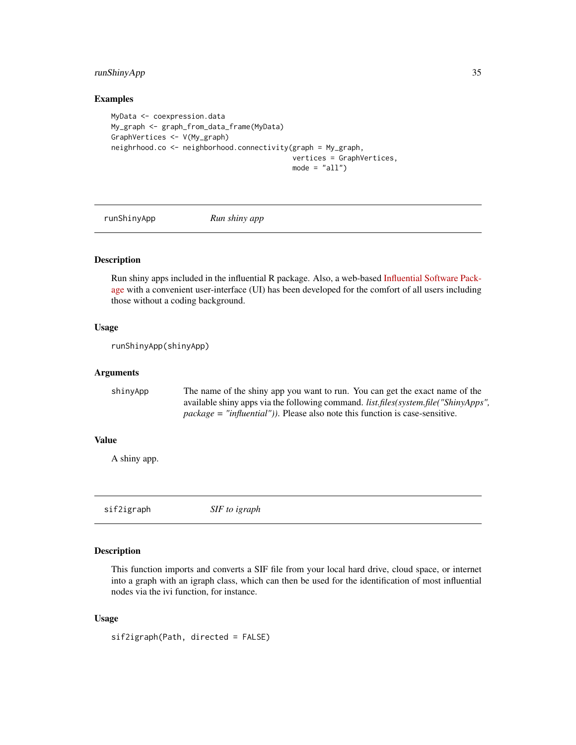### Examples

```
MyData <- coexpression.data
My_graph <- graph_from_data_frame(MyData)
GraphVertices <- V(My_graph)
neighrhood.co <- neighborhood.connectivity(graph = My_graph,
                                          vertices = GraphVertices,
                                          mode = "all")
```

## runShinyApp — *Run shiny app*

### Description

Run shiny apps included in the influential R package. Also, a web-based Influential Software Package with a convenient user-interface (UI) has been developed for the comfort of all users including those without a coding background.

### Usage

```
runShinyApp(shinyApp)
```

### Arguments

| | |
|---|---|
| shinyApp | The name of the shiny app you want to run. You can get the exact name of the available shiny apps via the following command. *list.files(system.file("ShinyApps", package = "influential")).* Please also note this function is case-sensitive. |

### Value

A shiny app.

## sif2igraph — *SIF to igraph*

### Description

This function imports and converts a SIF file from your local hard drive, cloud space, or internet into a graph with an igraph class, which can then be used for the identification of most influential nodes via the ivi function, for instance.

### Usage

```
sif2igraph(Path, directed = FALSE)
```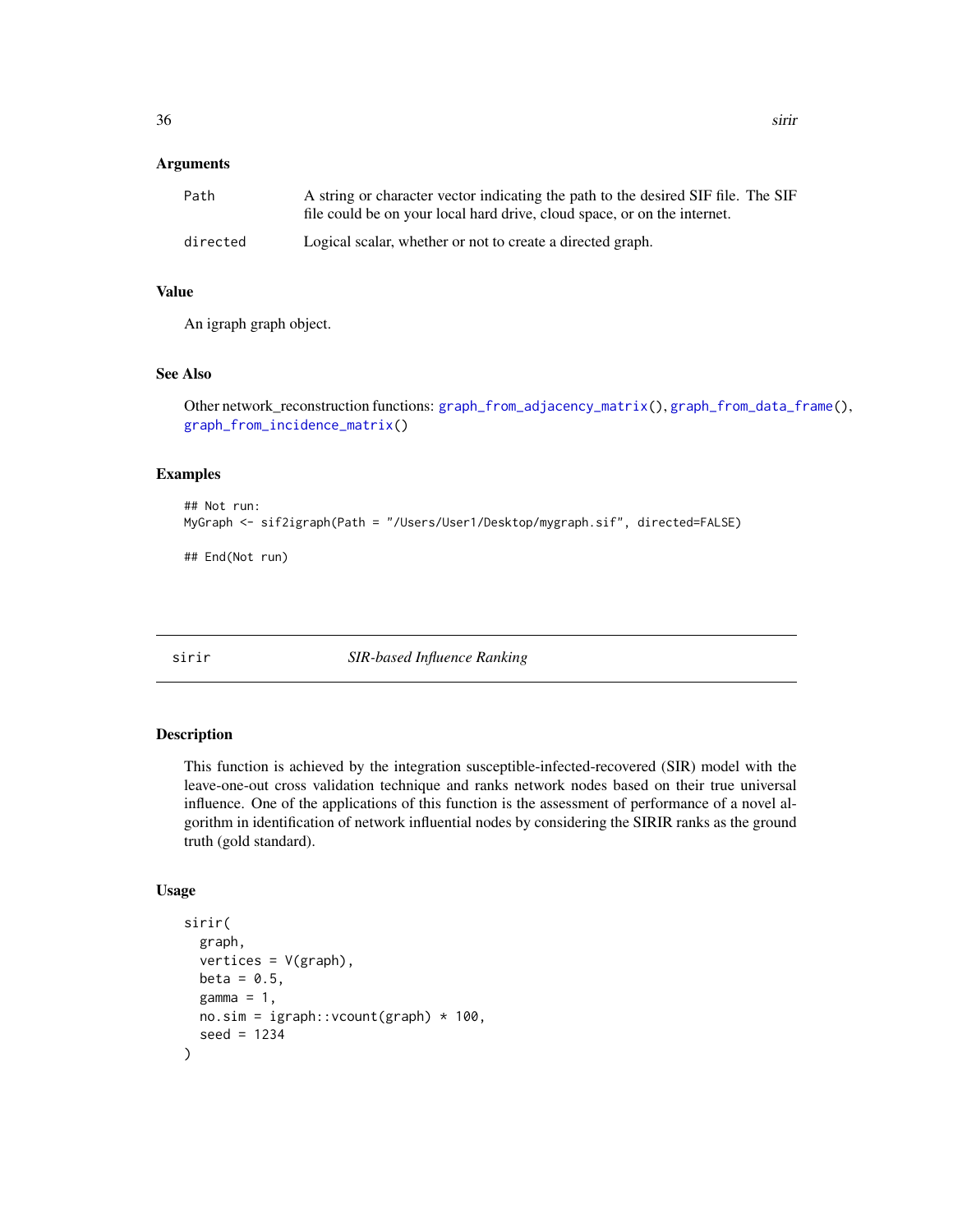### Arguments

| | |
|---|---|
| `Path` | A string or character vector indicating the path to the desired SIF file. The SIF file could be on your local hard drive, cloud space, or on the internet. |
| `directed` | Logical scalar, whether or not to create a directed graph. |

### Value

An igraph graph object.

### See Also

Other network_reconstruction functions: `graph_from_adjacency_matrix()`, `graph_from_data_frame()`, `graph_from_incidence_matrix()`

### Examples

```
## Not run:
MyGraph <- sif2igraph(Path = "/Users/User1/Desktop/mygraph.sif", directed=FALSE)

## End(Not run)
```

---

## sirir *SIR-based Influence Ranking*

---

### Description

This function is achieved by the integration susceptible-infected-recovered (SIR) model with the leave-one-out cross validation technique and ranks network nodes based on their true universal influence. One of the applications of this function is the assessment of performance of a novel algorithm in identification of network influential nodes by considering the SIRIR ranks as the ground truth (gold standard).

### Usage

```
sirir(
  graph,
  vertices = V(graph),
  beta = 0.5,
  gamma = 1,
  no.sim = igraph::vcount(graph) * 100,
  seed = 1234
)
```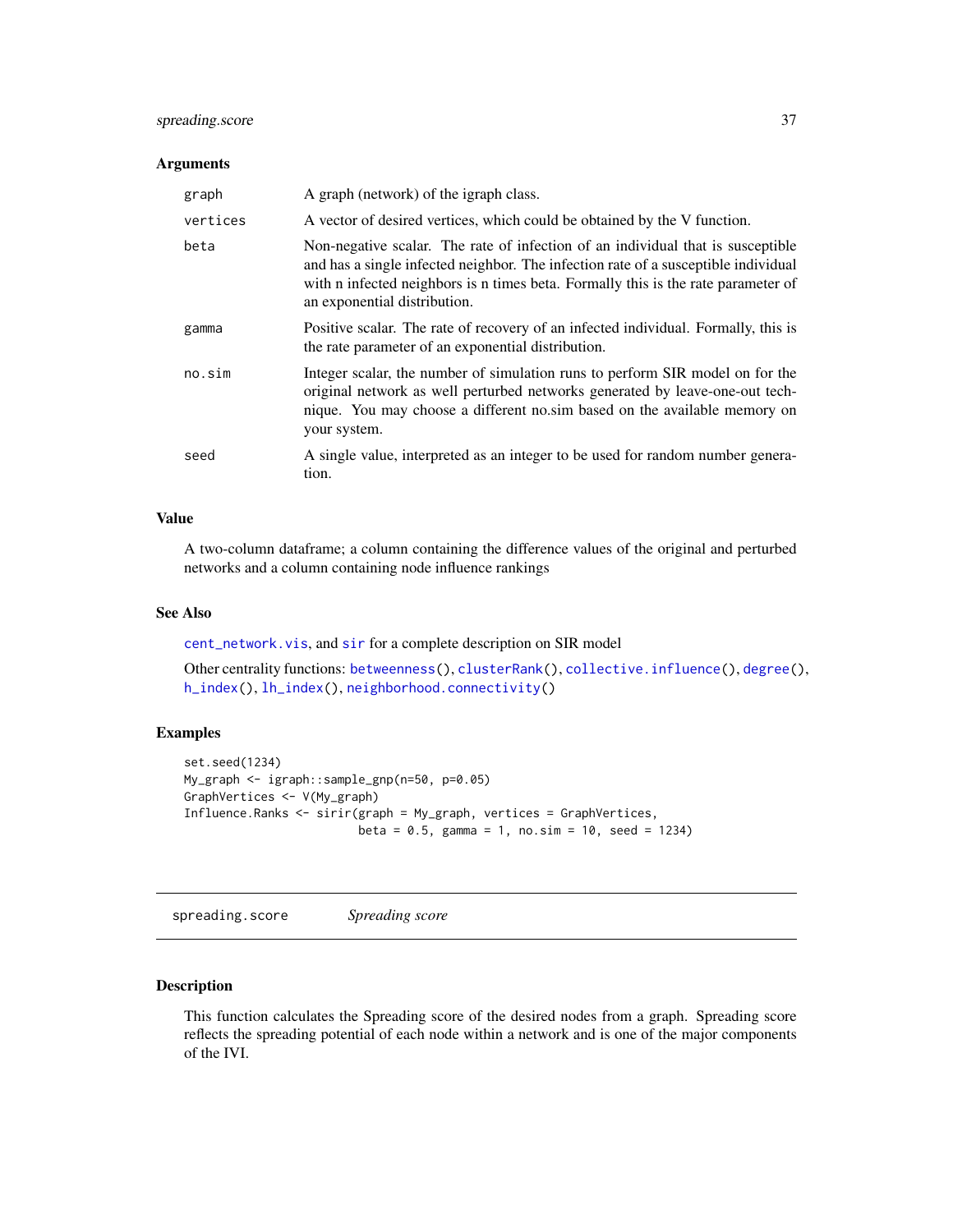### Arguments

| | |
|---|---|
| graph | A graph (network) of the igraph class. |
| vertices | A vector of desired vertices, which could be obtained by the V function. |
| beta | Non-negative scalar. The rate of infection of an individual that is susceptible and has a single infected neighbor. The infection rate of a susceptible individual with n infected neighbors is n times beta. Formally this is the rate parameter of an exponential distribution. |
| gamma | Positive scalar. The rate of recovery of an infected individual. Formally, this is the rate parameter of an exponential distribution. |
| no.sim | Integer scalar, the number of simulation runs to perform SIR model on for the original network as well perturbed networks generated by leave-one-out technique. You may choose a different no.sim based on the available memory on your system. |
| seed | A single value, interpreted as an integer to be used for random number generation. |

### Value

A two-column dataframe; a column containing the difference values of the original and perturbed networks and a column containing node influence rankings

### See Also

cent_network.vis, and sir for a complete description on SIR model

Other centrality functions: betweenness(), clusterRank(), collective.influence(), degree(), h_index(), lh_index(), neighborhood.connectivity()

### Examples

```
set.seed(1234)
My_graph <- igraph::sample_gnp(n=50, p=0.05)
GraphVertices <- V(My_graph)
Influence.Ranks <- sirir(graph = My_graph, vertices = GraphVertices,
                         beta = 0.5, gamma = 1, no.sim = 10, seed = 1234)
```

## spreading.score *Spreading score*

### Description

This function calculates the Spreading score of the desired nodes from a graph. Spreading score reflects the spreading potential of each node within a network and is one of the major components of the IVI.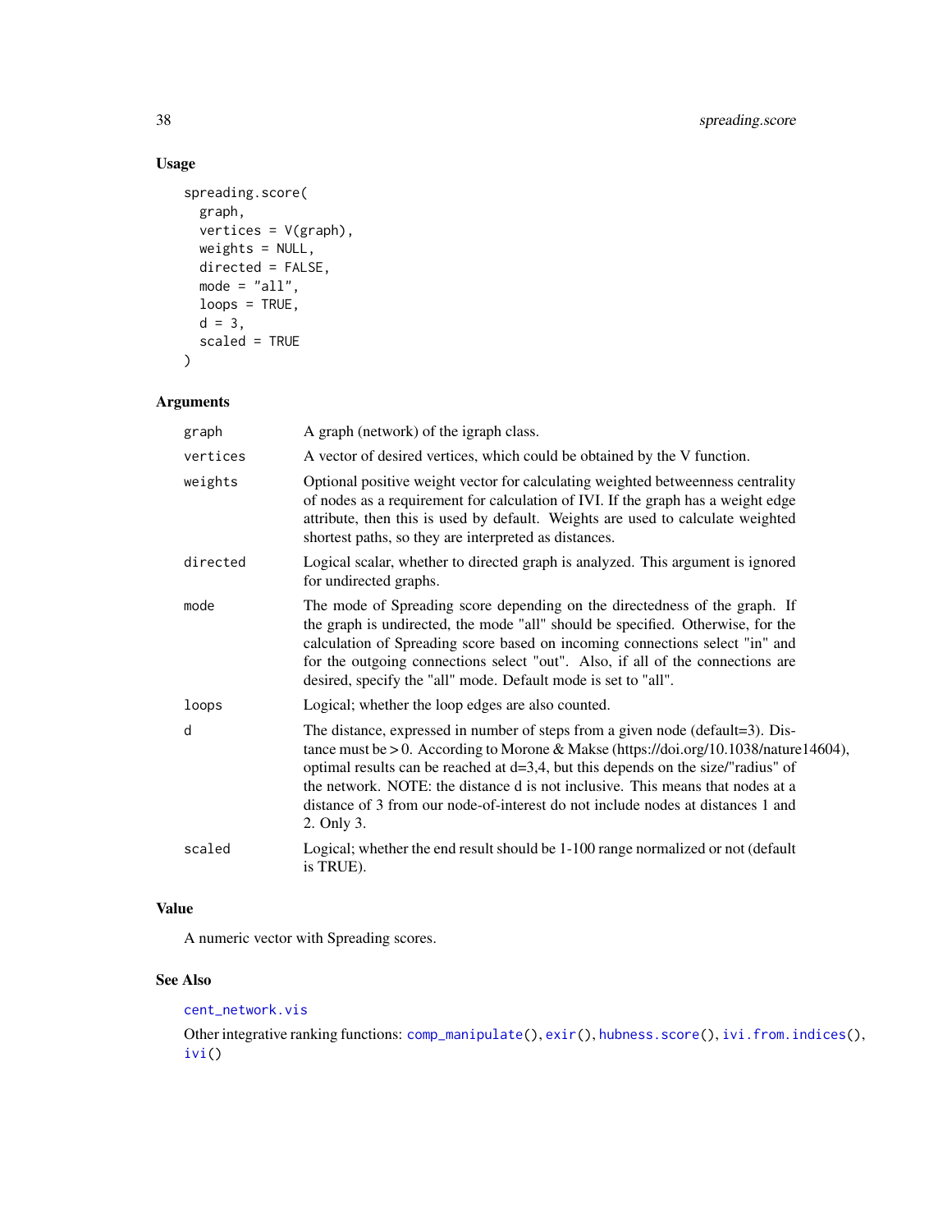## Usage

```
spreading.score(
  graph,
  vertices = V(graph),
  weights = NULL,
  directed = FALSE,
  mode = "all",
  loops = TRUE,
  d = 3,
  scaled = TRUE
)
```

## Arguments

| | |
|---|---|
| graph | A graph (network) of the igraph class. |
| vertices | A vector of desired vertices, which could be obtained by the V function. |
| weights | Optional positive weight vector for calculating weighted betweenness centrality of nodes as a requirement for calculation of IVI. If the graph has a weight edge attribute, then this is used by default. Weights are used to calculate weighted shortest paths, so they are interpreted as distances. |
| directed | Logical scalar, whether to directed graph is analyzed. This argument is ignored for undirected graphs. |
| mode | The mode of Spreading score depending on the directedness of the graph. If the graph is undirected, the mode "all" should be specified. Otherwise, for the calculation of Spreading score based on incoming connections select "in" and for the outgoing connections select "out". Also, if all of the connections are desired, specify the "all" mode. Default mode is set to "all". |
| loops | Logical; whether the loop edges are also counted. |
| d | The distance, expressed in number of steps from a given node (default=3). Distance must be > 0. According to Morone & Makse (https://doi.org/10.1038/nature14604), optimal results can be reached at d=3,4, but this depends on the size/"radius" of the network. NOTE: the distance d is not inclusive. This means that nodes at a distance of 3 from our node-of-interest do not include nodes at distances 1 and 2. Only 3. |
| scaled | Logical; whether the end result should be 1-100 range normalized or not (default is TRUE). |

## Value

A numeric vector with Spreading scores.

## See Also

cent_network.vis

Other integrative ranking functions: comp_manipulate(), exir(), hubness.score(), ivi.from.indices(), ivi()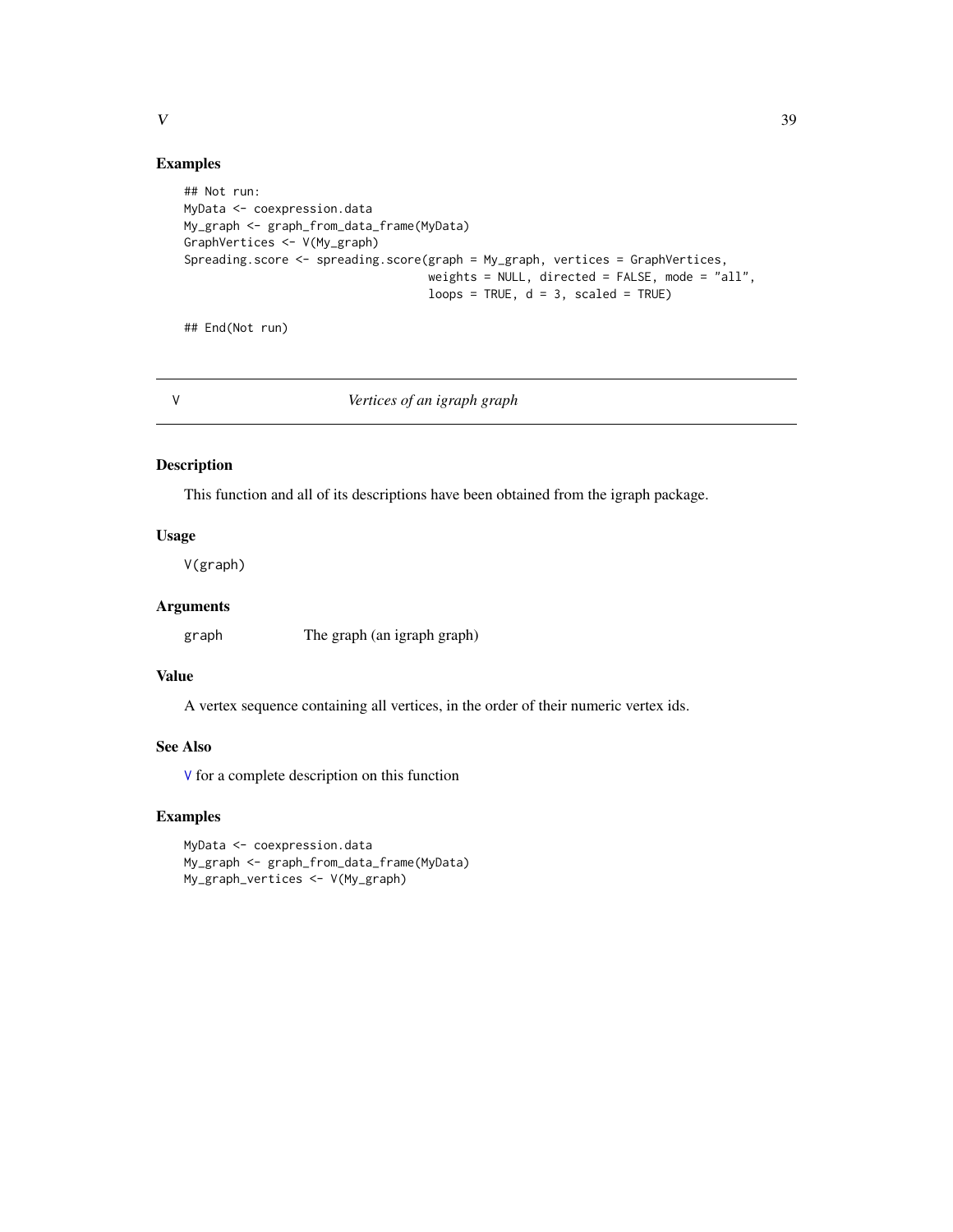## Examples

```
## Not run:
MyData <- coexpression.data
My_graph <- graph_from_data_frame(MyData)
GraphVertices <- V(My_graph)
Spreading.score <- spreading.score(graph = My_graph, vertices = GraphVertices,
                                   weights = NULL, directed = FALSE, mode = "all",
                                   loops = TRUE, d = 3, scaled = TRUE)

## End(Not run)
```

---

# V    *Vertices of an igraph graph*

---

## Description

This function and all of its descriptions have been obtained from the igraph package.

## Usage

```
V(graph)
```

## Arguments

| | |
|---|---|
| graph | The graph (an igraph graph) |

## Value

A vertex sequence containing all vertices, in the order of their numeric vertex ids.

## See Also

V for a complete description on this function

## Examples

```
MyData <- coexpression.data
My_graph <- graph_from_data_frame(MyData)
My_graph_vertices <- V(My_graph)
```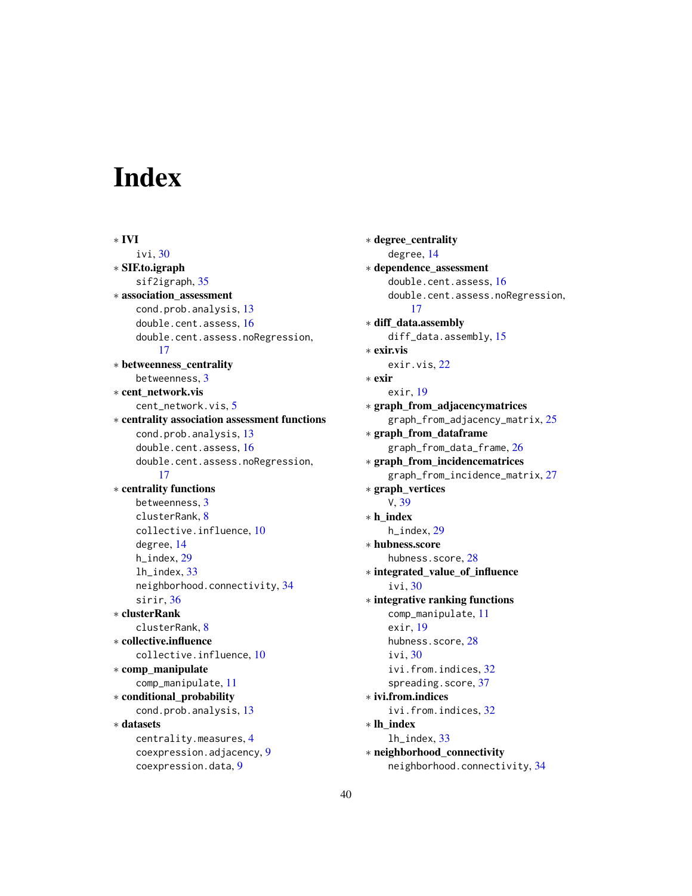# Index

* **IVI**
  - ivi, 30
* **SIF.to.igraph**
  - sif2igraph, 35
* **association_assessment**
  - cond.prob.analysis, 13
  - double.cent.assess, 16
  - double.cent.assess.noRegression, 17
* **betweenness_centrality**
  - betweenness, 3
* **cent_network.vis**
  - cent_network.vis, 5
* **centrality association assessment functions**
  - cond.prob.analysis, 13
  - double.cent.assess, 16
  - double.cent.assess.noRegression, 17
* **centrality functions**
  - betweenness, 3
  - clusterRank, 8
  - collective.influence, 10
  - degree, 14
  - h_index, 29
  - lh_index, 33
  - neighborhood.connectivity, 34
  - sirir, 36
* **clusterRank**
  - clusterRank, 8
* **collective.influence**
  - collective.influence, 10
* **comp_manipulate**
  - comp_manipulate, 11
* **conditional_probability**
  - cond.prob.analysis, 13
* **datasets**
  - centrality.measures, 4
  - coexpression.adjacency, 9
  - coexpression.data, 9
* **degree_centrality**
  - degree, 14
* **dependence_assessment**
  - double.cent.assess, 16
  - double.cent.assess.noRegression, 17
* **diff_data.assembly**
  - diff_data.assembly, 15
* **exir.vis**
  - exir.vis, 22
* **exir**
  - exir, 19
* **graph_from_adjacencymatrices**
  - graph_from_adjacency_matrix, 25
* **graph_from_dataframe**
  - graph_from_data_frame, 26
* **graph_from_incidencematrices**
  - graph_from_incidence_matrix, 27
* **graph_vertices**
  - V, 39
* **h_index**
  - h_index, 29
* **hubness.score**
  - hubness.score, 28
* **integrated_value_of_influence**
  - ivi, 30
* **integrative ranking functions**
  - comp_manipulate, 11
  - exir, 19
  - hubness.score, 28
  - ivi, 30
  - ivi.from.indices, 32
  - spreading.score, 37
* **ivi.from.indices**
  - ivi.from.indices, 32
* **lh_index**
  - lh_index, 33
* **neighborhood_connectivity**
  - neighborhood.connectivity, 34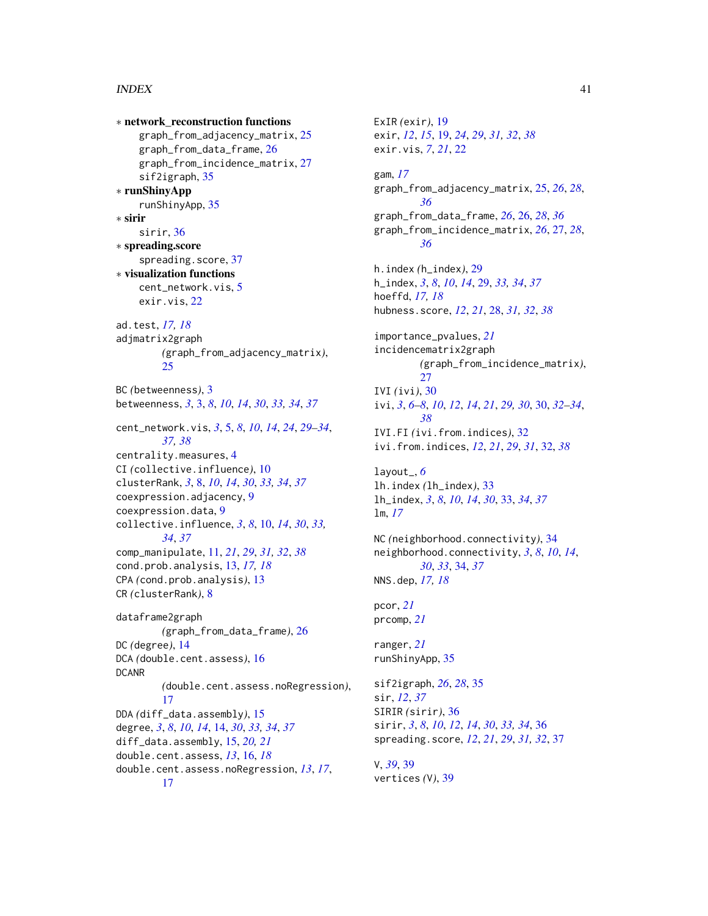∗ **network_reconstruction functions**
- graph_from_adjacency_matrix, 25
- graph_from_data_frame, 26
- graph_from_incidence_matrix, 27
- sif2igraph, 35

∗ **runShinyApp**
- runShinyApp, 35

∗ **sirir**
- sirir, 36

∗ **spreading.score**
- spreading.score, 37

∗ **visualization functions**
- cent_network.vis, 5
- exir.vis, 22

ad.test, *17, 18*
adjmatrix2graph *(*graph_from_adjacency_matrix*)*, 25

BC *(*betweenness*)*, 3
betweenness, *3*, 3, *8*, *10*, *14*, *30*, *33, 34*, *37*

cent_network.vis, *3*, 5, *8*, *10*, *14*, *24*, *29–34*, *37, 38*
centrality.measures, 4
CI *(*collective.influence*)*, 10
clusterRank, *3*, 8, *10*, *14*, *30*, *33, 34*, *37*
coexpression.adjacency, 9
coexpression.data, 9
collective.influence, *3*, *8*, 10, *14*, *30*, *33, 34*, *37*
comp_manipulate, 11, *21*, *29*, *31, 32*, *38*
cond.prob.analysis, 13, *17, 18*
CPA *(*cond.prob.analysis*)*, 13
CR *(*clusterRank*)*, 8

dataframe2graph *(*graph_from_data_frame*)*, 26
DC *(*degree*)*, 14
DCA *(*double.cent.assess*)*, 16
DCANR *(*double.cent.assess.noRegression*)*, 17
DDA *(*diff_data.assembly*)*, 15
degree, *3*, *8*, *10*, *14*, 14, *30*, *33, 34*, *37*
diff_data.assembly, 15, *20, 21*
double.cent.assess, *13*, 16, *18*
double.cent.assess.noRegression, *13*, *17*, 17

ExIR *(*exir*)*, 19
exir, *12*, *15*, 19, *24*, *29*, *31, 32*, *38*
exir.vis, *7*, *21*, 22

gam, *17*
graph_from_adjacency_matrix, 25, *26*, *28*, *36*
graph_from_data_frame, *26*, 26, *28*, *36*
graph_from_incidence_matrix, *26*, 27, *28*, *36*

h.index *(*h_index*)*, 29
h_index, *3*, *8*, *10*, *14*, 29, *33, 34*, *37*
hoeffd, *17, 18*
hubness.score, *12*, *21*, 28, *31, 32*, *38*

importance_pvalues, *21*
incidencematrix2graph *(*graph_from_incidence_matrix*)*, 27
IVI *(*ivi*)*, 30
ivi, *3*, *6–8*, *10*, *12*, *14*, *21*, *29, 30*, 30, *32–34*, *38*
IVI.FI *(*ivi.from.indices*)*, 32
ivi.from.indices, *12*, *21*, *29*, *31*, 32, *38*

layout_, *6*
lh.index *(*lh_index*)*, 33
lh_index, *3*, *8*, *10*, *14*, *30*, 33, *34*, *37*
lm, *17*

NC *(*neighborhood.connectivity*)*, 34
neighborhood.connectivity, *3*, *8*, *10*, *14*, *30*, *33*, 34, *37*
NNS.dep, *17, 18*

pcor, *21*
prcomp, *21*

ranger, *21*
runShinyApp, 35

sif2igraph, *26*, *28*, 35
sir, *12*, *37*
SIRIR *(*sirir*)*, 36
sirir, *3*, *8*, *10*, *12*, *14*, *30*, *33, 34*, 36
spreading.score, *12*, *21*, *29*, *31, 32*, 37

V, *39*, 39
vertices *(*V*)*, 39